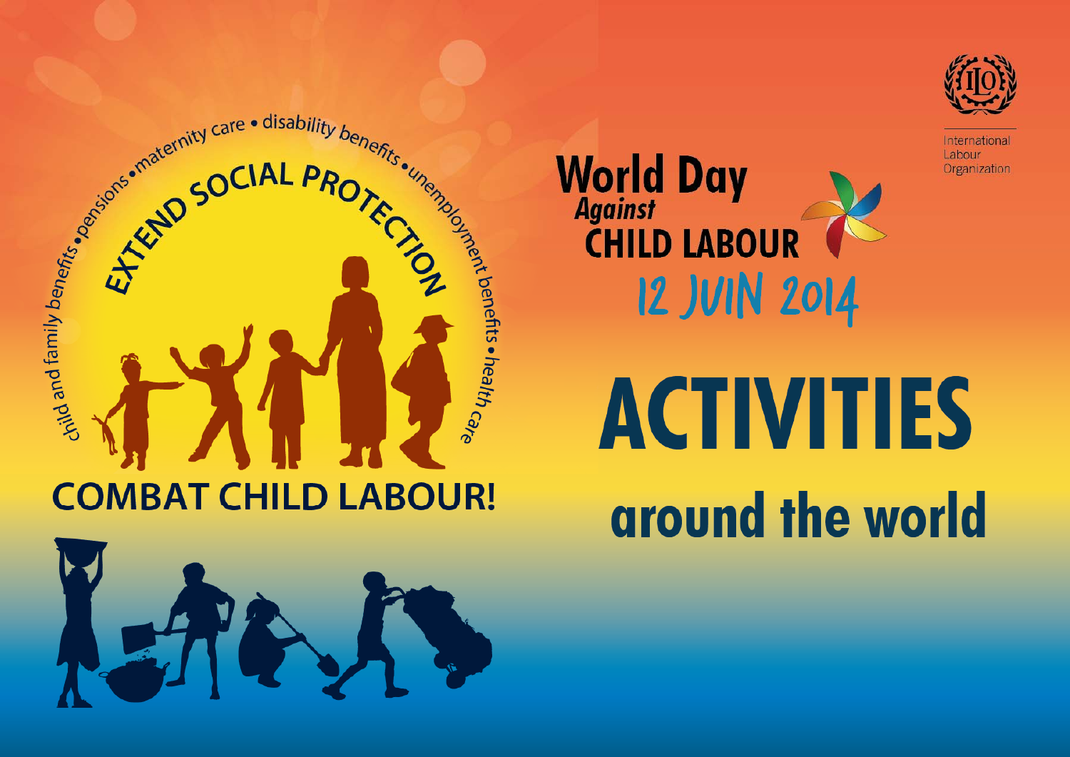child and family benefits • pensions • maternity care • disability benefits • unemployment benefits • health care

EXTEND SOCIAL PROTECTION

COMBAT CHILD LABOUR!

International Labour Organization

# World Day *Against* CHILD LABOUR

12 JUIN 2014

# ACTIVITIES

## around the world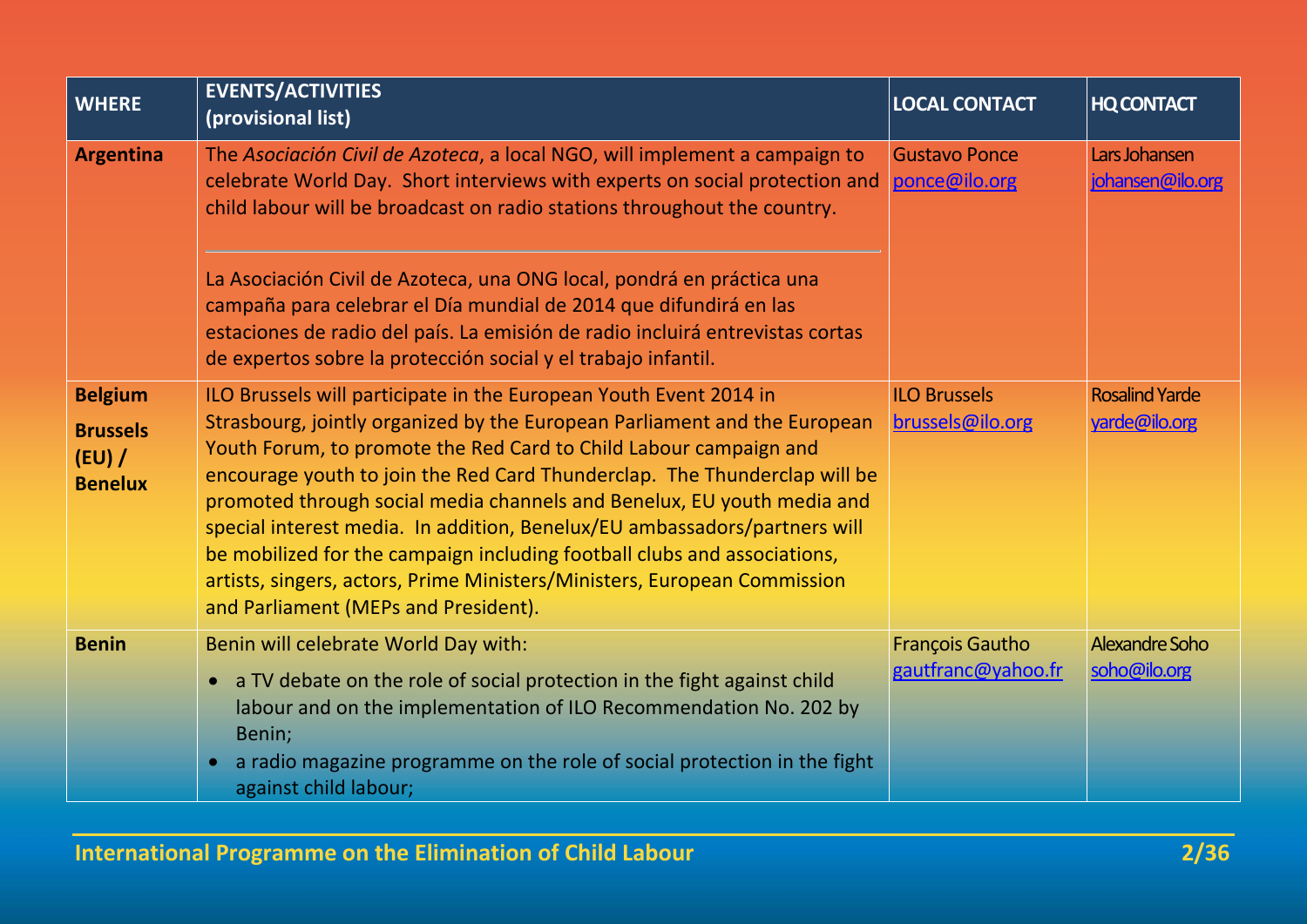| WHERE | EVENTS/ACTIVITIES (provisional list) | LOCAL CONTACT | HQ CONTACT |
|---|---|---|---|
| **Argentina** | The *Asociación Civil de Azoteca*, a local NGO, will implement a campaign to celebrate World Day. Short interviews with experts on social protection and child labour will be broadcast on radio stations throughout the country.<br><br>La Asociación Civil de Azoteca, una ONG local, pondrá en práctica una campaña para celebrar el Día mundial de 2014 que difundirá en las estaciones de radio del país. La emisión de radio incluirá entrevistas cortas de expertos sobre la protección social y el trabajo infantil. | Gustavo Ponce<br>ponce@ilo.org | Lars Johansen<br>johansen@ilo.org |
| **Belgium**<br>**Brussels (EU) / Benelux** | ILO Brussels will participate in the European Youth Event 2014 in Strasbourg, jointly organized by the European Parliament and the European Youth Forum, to promote the Red Card to Child Labour campaign and encourage youth to join the Red Card Thunderclap. The Thunderclap will be promoted through social media channels and Benelux, EU youth media and special interest media. In addition, Benelux/EU ambassadors/partners will be mobilized for the campaign including football clubs and associations, artists, singers, actors, Prime Ministers/Ministers, European Commission and Parliament (MEPs and President). | ILO Brussels<br>brussels@ilo.org | Rosalind Yarde<br>yarde@ilo.org |
| **Benin** | Benin will celebrate World Day with:<br>• a TV debate on the role of social protection in the fight against child labour and on the implementation of ILO Recommendation No. 202 by Benin;<br>• a radio magazine programme on the role of social protection in the fight against child labour; | François Gautho<br>gautfranc@yahoo.fr | Alexandre Soho<br>soho@ilo.org |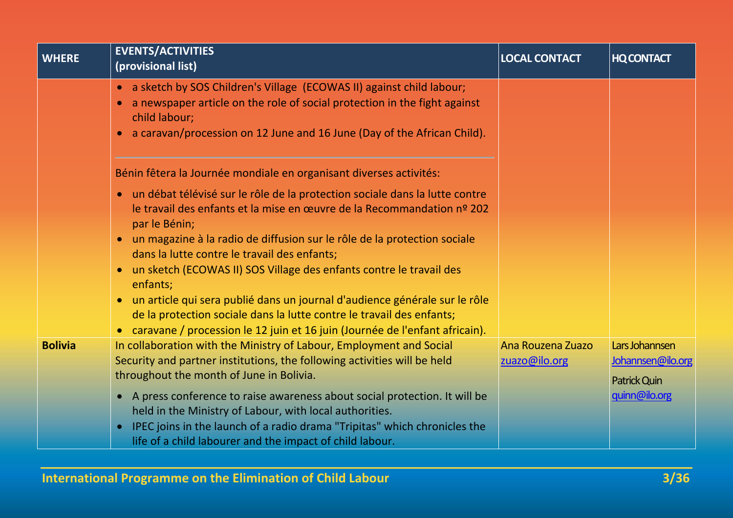| WHERE | EVENTS/ACTIVITIES (provisional list) | LOCAL CONTACT | HQ CONTACT |
|---|---|---|---|
| | • a sketch by SOS Children's Village (ECOWAS II) against child labour;<br>• a newspaper article on the role of social protection in the fight against child labour;<br>• a caravan/procession on 12 June and 16 June (Day of the African Child).<br><br>Bénin fêtera la Journée mondiale en organisant diverses activités:<br>• un débat télévisé sur le rôle de la protection sociale dans la lutte contre le travail des enfants et la mise en œuvre de la Recommandation nº 202 par le Bénin;<br>• un magazine à la radio de diffusion sur le rôle de la protection sociale dans la lutte contre le travail des enfants;<br>• un sketch (ECOWAS II) SOS Village des enfants contre le travail des enfants;<br>• un article qui sera publié dans un journal d'audience générale sur le rôle de la protection sociale dans la lutte contre le travail des enfants;<br>• caravane / procession le 12 juin et 16 juin (Journée de l'enfant africain). | | |
| **Bolivia** | In collaboration with the Ministry of Labour, Employment and Social Security and partner institutions, the following activities will be held throughout the month of June in Bolivia.<br>• A press conference to raise awareness about social protection. It will be held in the Ministry of Labour, with local authorities.<br>• IPEC joins in the launch of a radio drama "Tripitas" which chronicles the life of a child labourer and the impact of child labour. | Ana Rouzena Zuazo<br>zuazo@ilo.org | Lars Johannsen<br>Johannsen@ilo.org<br>Patrick Quin<br>quinn@ilo.org |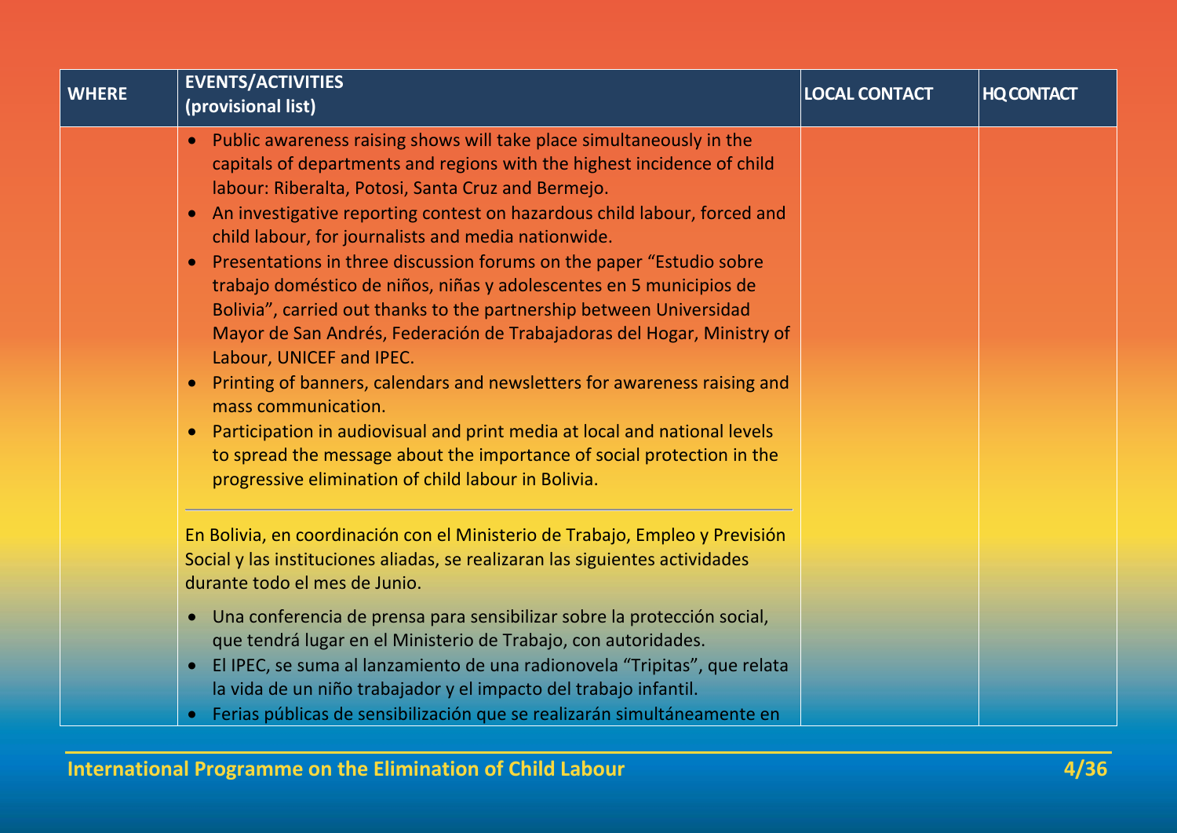| WHERE | EVENTS/ACTIVITIES (provisional list) | LOCAL CONTACT | HQ CONTACT |
|---|---|---|---|
| | • Public awareness raising shows will take place simultaneously in the capitals of departments and regions with the highest incidence of child labour: Riberalta, Potosi, Santa Cruz and Bermejo.<br>• An investigative reporting contest on hazardous child labour, forced and child labour, for journalists and media nationwide.<br>• Presentations in three discussion forums on the paper "Estudio sobre trabajo doméstico de niños, niñas y adolescentes en 5 municipios de Bolivia", carried out thanks to the partnership between Universidad Mayor de San Andrés, Federación de Trabajadoras del Hogar, Ministry of Labour, UNICEF and IPEC.<br>• Printing of banners, calendars and newsletters for awareness raising and mass communication.<br>• Participation in audiovisual and print media at local and national levels to spread the message about the importance of social protection in the progressive elimination of child labour in Bolivia.<br><br>En Bolivia, en coordinación con el Ministerio de Trabajo, Empleo y Previsión Social y las instituciones aliadas, se realizaran las siguientes actividades durante todo el mes de Junio.<br><br>• Una conferencia de prensa para sensibilizar sobre la protección social, que tendrá lugar en el Ministerio de Trabajo, con autoridades.<br>• El IPEC, se suma al lanzamiento de una radionovela "Tripitas", que relata la vida de un niño trabajador y el impacto del trabajo infantil.<br>• Ferias públicas de sensibilización que se realizarán simultáneamente en | | |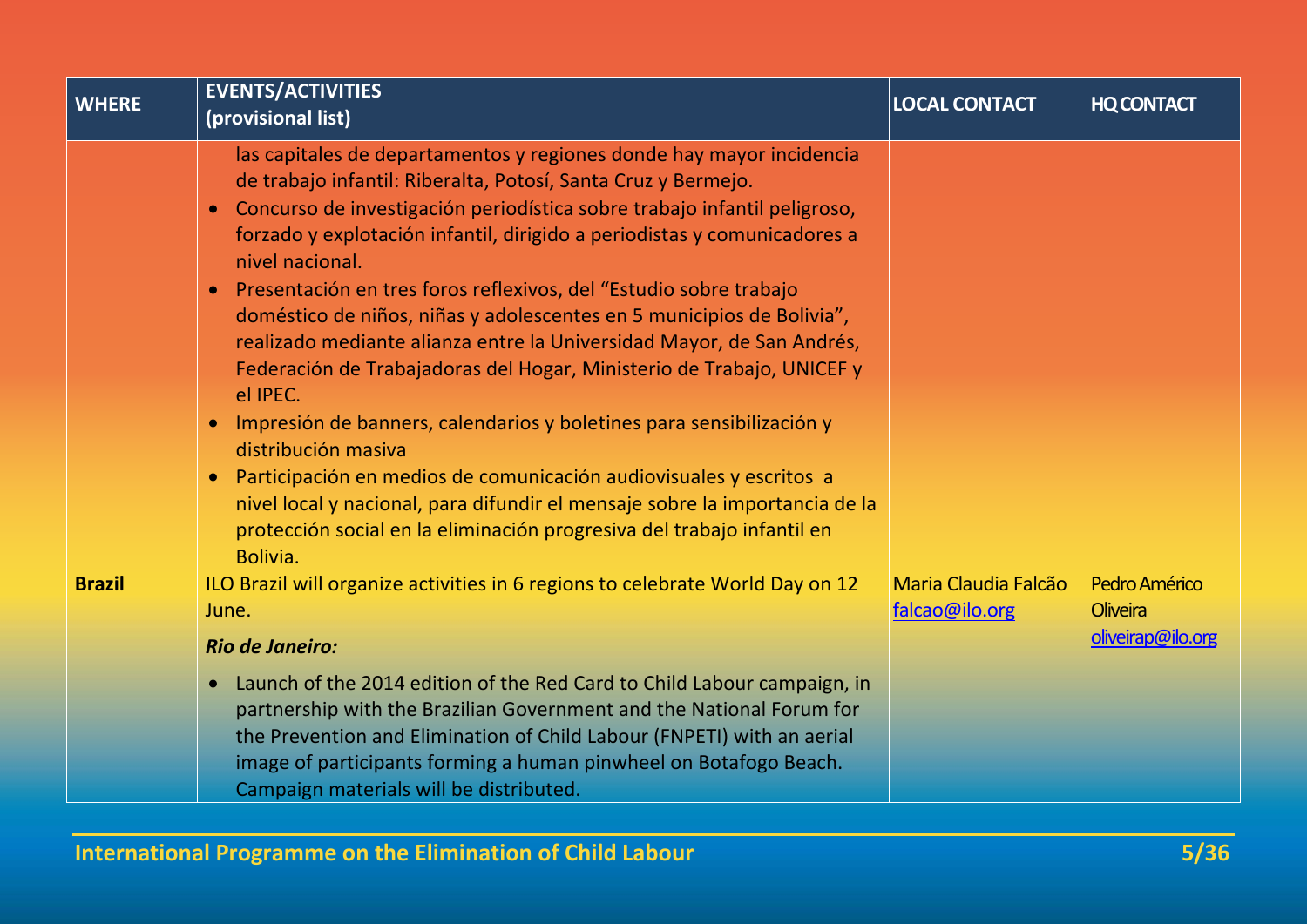| WHERE | EVENTS/ACTIVITIES (provisional list) | LOCAL CONTACT | HQ CONTACT |
|---|---|---|---|
| | las capitales de departamentos y regiones donde hay mayor incidencia de trabajo infantil: Riberalta, Potosí, Santa Cruz y Bermejo.<br>• Concurso de investigación periodística sobre trabajo infantil peligroso, forzado y explotación infantil, dirigido a periodistas y comunicadores a nivel nacional.<br>• Presentación en tres foros reflexivos, del "Estudio sobre trabajo doméstico de niños, niñas y adolescentes en 5 municipios de Bolivia", realizado mediante alianza entre la Universidad Mayor, de San Andrés, Federación de Trabajadoras del Hogar, Ministerio de Trabajo, UNICEF y el IPEC.<br>• Impresión de banners, calendarios y boletines para sensibilización y distribución masiva<br>• Participación en medios de comunicación audiovisuales y escritos a nivel local y nacional, para difundir el mensaje sobre la importancia de la protección social en la eliminación progresiva del trabajo infantil en Bolivia. | | |
| **Brazil** | ILO Brazil will organize activities in 6 regions to celebrate World Day on 12 June.<br>***Rio de Janeiro:***<br>• Launch of the 2014 edition of the Red Card to Child Labour campaign, in partnership with the Brazilian Government and the National Forum for the Prevention and Elimination of Child Labour (FNPETI) with an aerial image of participants forming a human pinwheel on Botafogo Beach. Campaign materials will be distributed. | Maria Claudia Falcão<br>falcao@ilo.org | Pedro Américo Oliveira<br>oliveirap@ilo.org |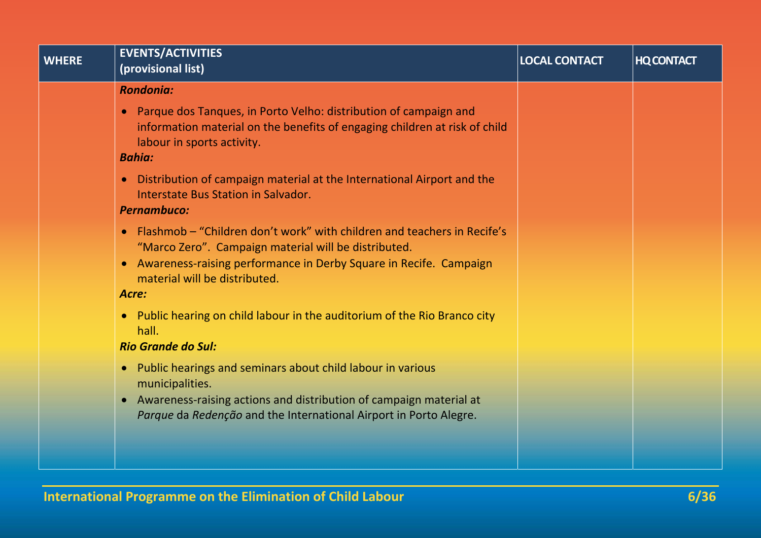| WHERE | EVENTS/ACTIVITIES (provisional list) | LOCAL CONTACT | HQ CONTACT |
|---|---|---|---|
| | ***Rondonia:*** <br>• Parque dos Tanques, in Porto Velho: distribution of campaign and information material on the benefits of engaging children at risk of child labour in sports activity. <br>***Bahia:*** <br>• Distribution of campaign material at the International Airport and the Interstate Bus Station in Salvador. <br>***Pernambuco:*** <br>• Flashmob – "Children don't work" with children and teachers in Recife's "Marco Zero". Campaign material will be distributed. <br>• Awareness-raising performance in Derby Square in Recife. Campaign material will be distributed. <br>***Acre:*** <br>• Public hearing on child labour in the auditorium of the Rio Branco city hall. <br>***Rio Grande do Sul:*** <br>• Public hearings and seminars about child labour in various municipalities. <br>• Awareness-raising actions and distribution of campaign material at *Parque* da *Redenção* and the International Airport in Porto Alegre. | | |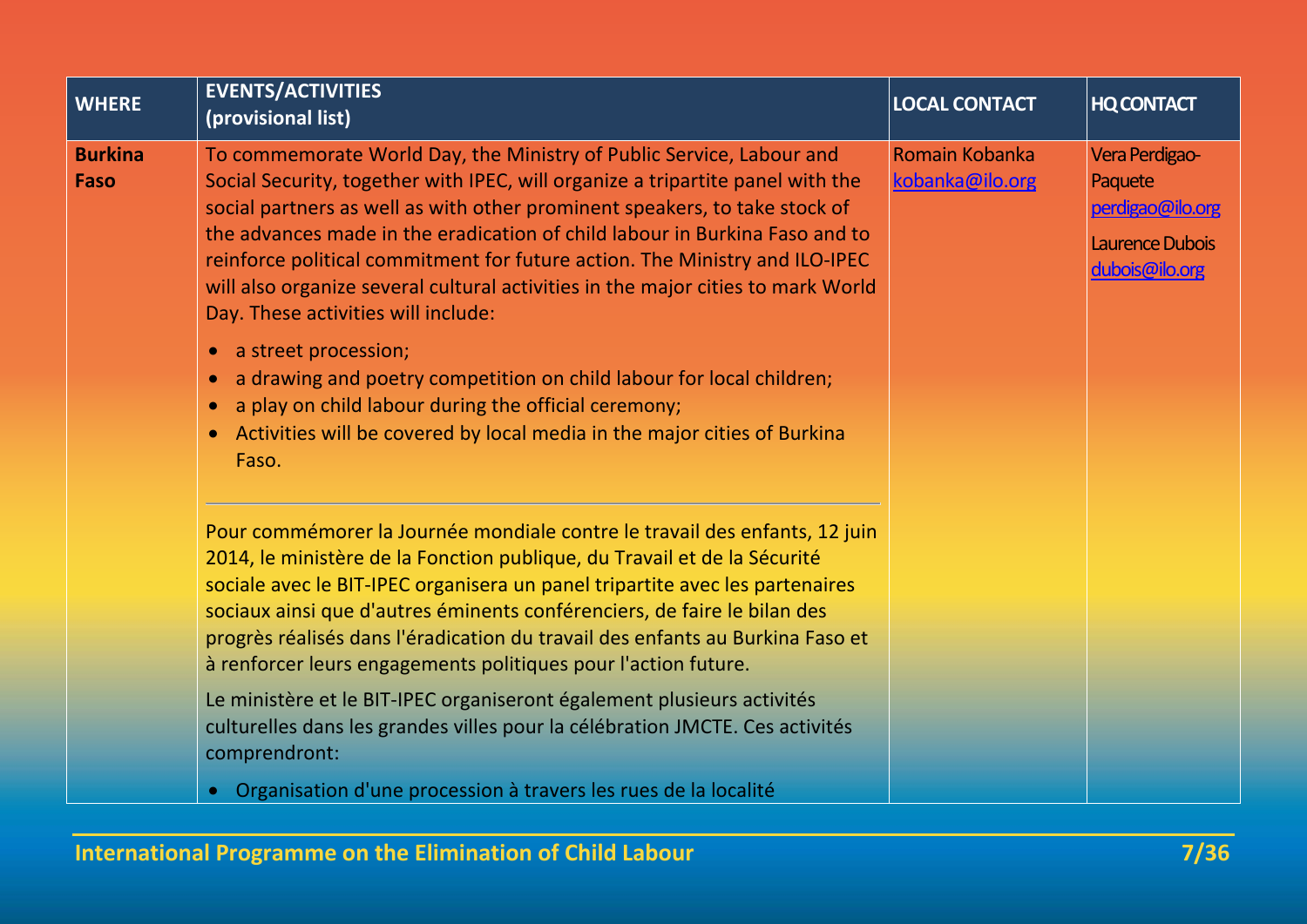| WHERE | EVENTS/ACTIVITIES (provisional list) | LOCAL CONTACT | HQ CONTACT |
|---|---|---|---|
| **Burkina Faso** | To commemorate World Day, the Ministry of Public Service, Labour and Social Security, together with IPEC, will organize a tripartite panel with the social partners as well as with other prominent speakers, to take stock of the advances made in the eradication of child labour in Burkina Faso and to reinforce political commitment for future action. The Ministry and ILO-IPEC will also organize several cultural activities in the major cities to mark World Day. These activities will include:<br>• a street procession;<br>• a drawing and poetry competition on child labour for local children;<br>• a play on child labour during the official ceremony;<br>• Activities will be covered by local media in the major cities of Burkina Faso.<br><br>---<br><br>Pour commémorer la Journée mondiale contre le travail des enfants, 12 juin 2014, le ministère de la Fonction publique, du Travail et de la Sécurité sociale avec le BIT-IPEC organisera un panel tripartite avec les partenaires sociaux ainsi que d'autres éminents conférenciers, de faire le bilan des progrès réalisés dans l'éradication du travail des enfants au Burkina Faso et à renforcer leurs engagements politiques pour l'action future.<br><br>Le ministère et le BIT-IPEC organiseront également plusieurs activités culturelles dans les grandes villes pour la célébration JMCTE. Ces activités comprendront:<br>• Organisation d'une procession à travers les rues de la localité | Romain Kobanka<br>kobanka@ilo.org | Vera Perdigao-Paquete<br>perdigao@ilo.org<br>Laurence Dubois<br>dubois@ilo.org |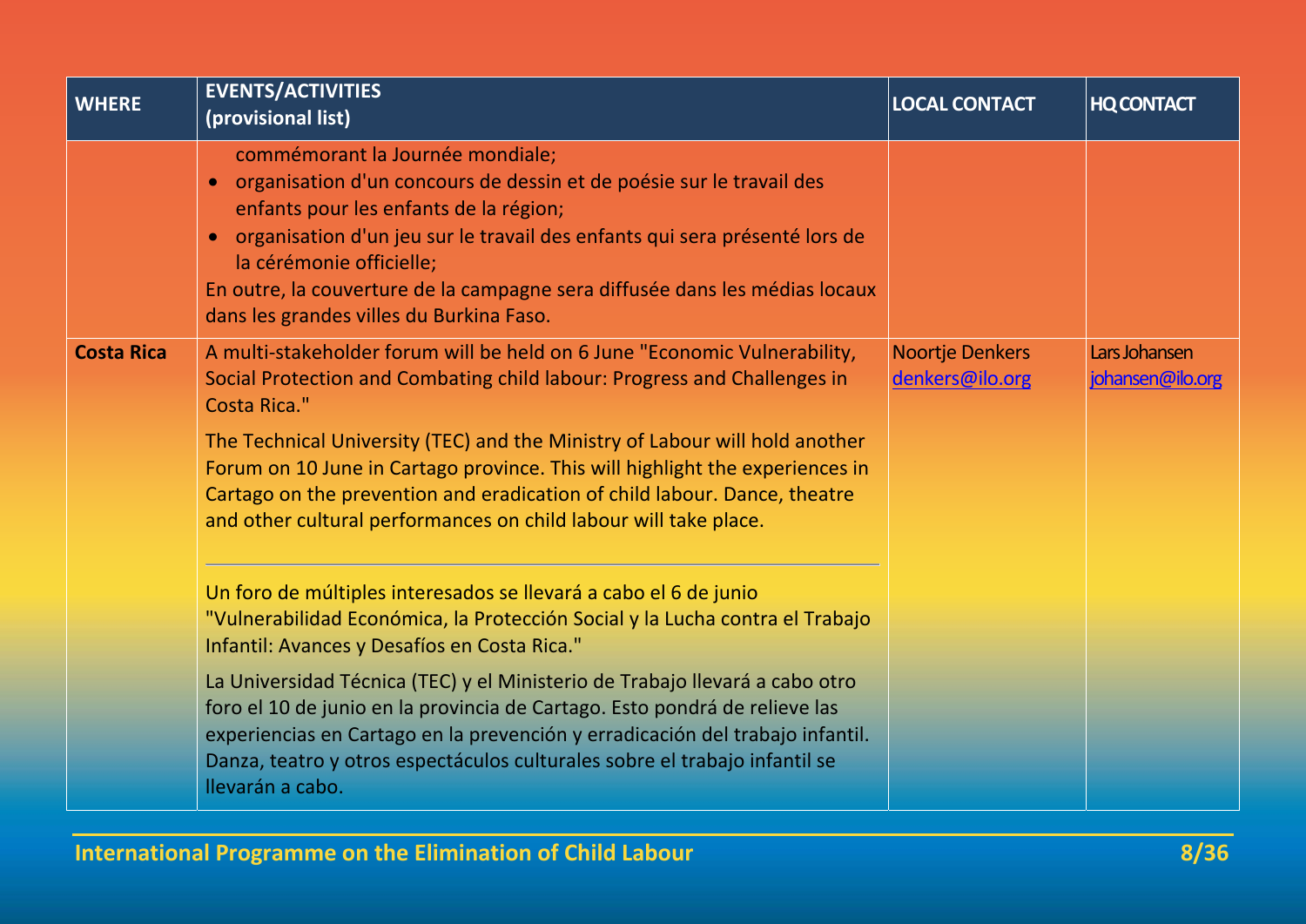| WHERE | EVENTS/ACTIVITIES (provisional list) | LOCAL CONTACT | HQ CONTACT |
| --- | --- | --- | --- |
| | commémorant la Journée mondiale;<br>• organisation d'un concours de dessin et de poésie sur le travail des enfants pour les enfants de la région;<br>• organisation d'un jeu sur le travail des enfants qui sera présenté lors de la cérémonie officielle;<br>En outre, la couverture de la campagne sera diffusée dans les médias locaux dans les grandes villes du Burkina Faso. | | |
| **Costa Rica** | A multi-stakeholder forum will be held on 6 June "Economic Vulnerability, Social Protection and Combating child labour: Progress and Challenges in Costa Rica."<br><br>The Technical University (TEC) and the Ministry of Labour will hold another Forum on 10 June in Cartago province. This will highlight the experiences in Cartago on the prevention and eradication of child labour. Dance, theatre and other cultural performances on child labour will take place.<br><br>---<br><br>Un foro de múltiples interesados se llevará a cabo el 6 de junio "Vulnerabilidad Económica, la Protección Social y la Lucha contra el Trabajo Infantil: Avances y Desafíos en Costa Rica."<br><br>La Universidad Técnica (TEC) y el Ministerio de Trabajo llevará a cabo otro foro el 10 de junio en la provincia de Cartago. Esto pondrá de relieve las experiencias en Cartago en la prevención y erradicación del trabajo infantil. Danza, teatro y otros espectáculos culturales sobre el trabajo infantil se llevarán a cabo. | Noortje Denkers<br>denkers@ilo.org | Lars Johansen<br>johansen@ilo.org |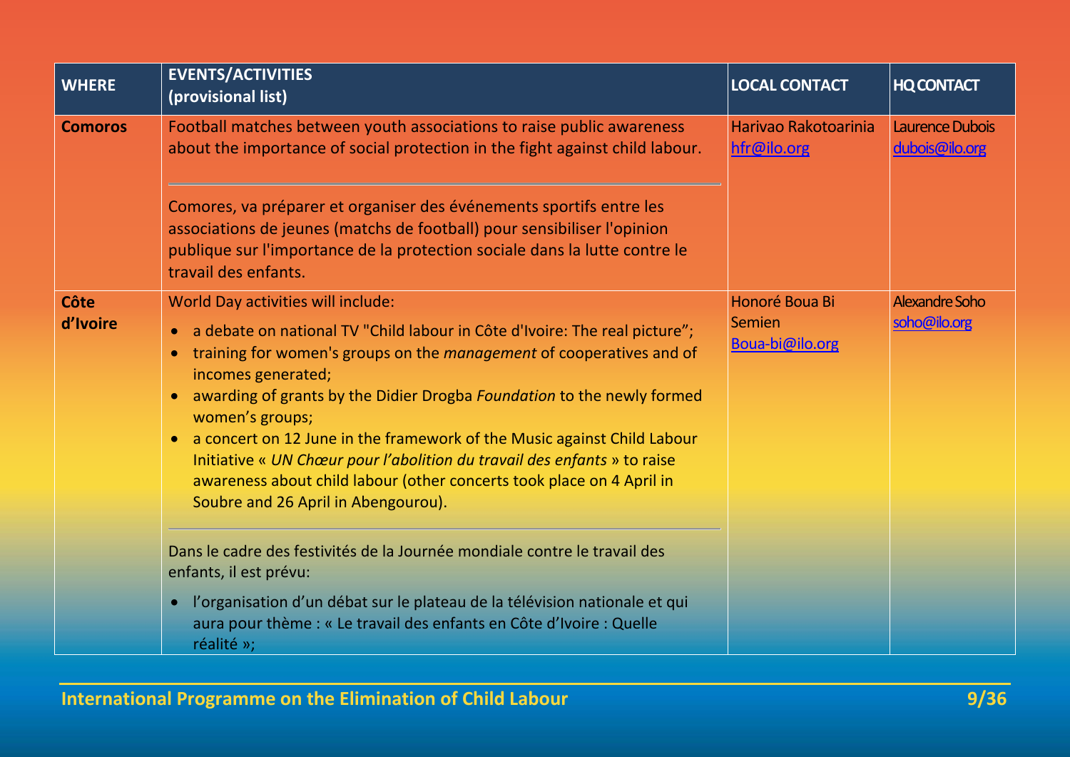| WHERE | EVENTS/ACTIVITIES (provisional list) | LOCAL CONTACT | HQ CONTACT |
|---|---|---|---|
| **Comoros** | Football matches between youth associations to raise public awareness about the importance of social protection in the fight against child labour.<br><br>Comores, va préparer et organiser des événements sportifs entre les associations de jeunes (matchs de football) pour sensibiliser l'opinion publique sur l'importance de la protection sociale dans la lutte contre le travail des enfants. | Harivao Rakotoarinia hfr@ilo.org | Laurence Dubois dubois@ilo.org |
| **Côte d'Ivoire** | World Day activities will include:<br>• a debate on national TV "Child labour in Côte d'Ivoire: The real picture";<br>• training for women's groups on the *management* of cooperatives and of incomes generated;<br>• awarding of grants by the Didier Drogba *Foundation* to the newly formed women's groups;<br>• a concert on 12 June in the framework of the Music against Child Labour Initiative « *UN Chœur pour l'abolition du travail des enfants* » to raise awareness about child labour (other concerts took place on 4 April in Soubre and 26 April in Abengourou).<br><br>Dans le cadre des festivités de la Journée mondiale contre le travail des enfants, il est prévu:<br>• l'organisation d'un débat sur le plateau de la télévision nationale et qui aura pour thème : « Le travail des enfants en Côte d'Ivoire : Quelle réalité »; | Honoré Boua Bi Semien Boua-bi@ilo.org | Alexandre Soho soho@ilo.org |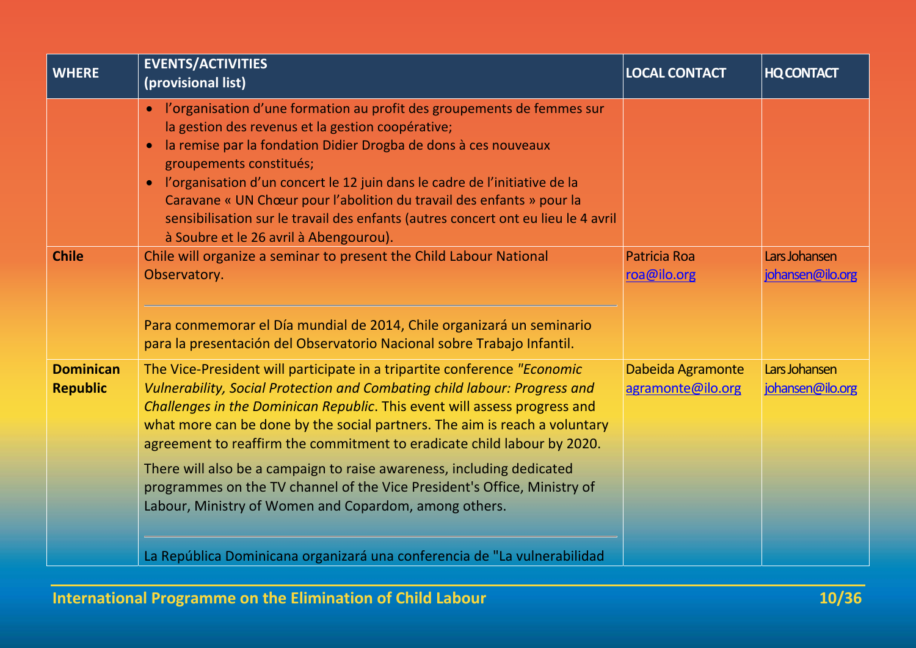| WHERE | EVENTS/ACTIVITIES (provisional list) | LOCAL CONTACT | HQ CONTACT |
|---|---|---|---|
| | • l'organisation d'une formation au profit des groupements de femmes sur la gestion des revenus et la gestion coopérative;<br>• la remise par la fondation Didier Drogba de dons à ces nouveaux groupements constitués;<br>• l'organisation d'un concert le 12 juin dans le cadre de l'initiative de la Caravane « UN Chœur pour l'abolition du travail des enfants » pour la sensibilisation sur le travail des enfants (autres concert ont eu lieu le 4 avril à Soubre et le 26 avril à Abengourou). | | |
| **Chile** | Chile will organize a seminar to present the Child Labour National Observatory.<br><br>Para conmemorar el Día mundial de 2014, Chile organizará un seminario para la presentación del Observatorio Nacional sobre Trabajo Infantil. | Patricia Roa<br>roa@ilo.org | Lars Johansen<br>johansen@ilo.org |
| **Dominican Republic** | The Vice-President will participate in a tripartite conference *"Economic Vulnerability, Social Protection and Combating child labour: Progress and Challenges in the Dominican Republic*. This event will assess progress and what more can be done by the social partners. The aim is reach a voluntary agreement to reaffirm the commitment to eradicate child labour by 2020.<br><br>There will also be a campaign to raise awareness, including dedicated programmes on the TV channel of the Vice President's Office, Ministry of Labour, Ministry of Women and Copardom, among others.<br><br>La República Dominicana organizará una conferencia de "La vulnerabilidad | Dabeida Agramonte<br>agramonte@ilo.org | Lars Johansen<br>johansen@ilo.org |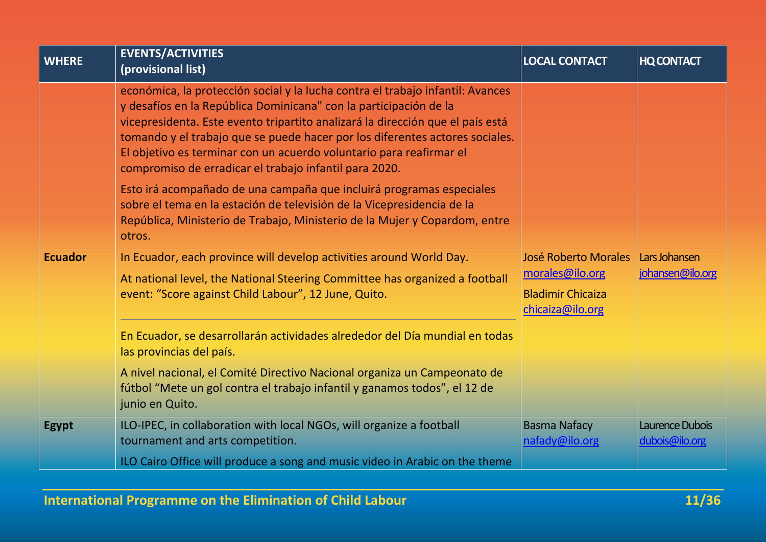| WHERE | EVENTS/ACTIVITIES (provisional list) | LOCAL CONTACT | HQ CONTACT |
|---|---|---|---|
| | económica, la protección social y la lucha contra el trabajo infantil: Avances y desafíos en la República Dominicana" con la participación de la vicepresidenta. Este evento tripartito analizará la dirección que el país está tomando y el trabajo que se puede hacer por los diferentes actores sociales. El objetivo es terminar con un acuerdo voluntario para reafirmar el compromiso de erradicar el trabajo infantil para 2020.<br><br>Esto irá acompañado de una campaña que incluirá programas especiales sobre el tema en la estación de televisión de la Vicepresidencia de la República, Ministerio de Trabajo, Ministerio de la Mujer y Copardom, entre otros. | | |
| **Ecuador** | In Ecuador, each province will develop activities around World Day.<br><br>At national level, the National Steering Committee has organized a football event: "Score against Child Labour", 12 June, Quito.<br><br>En Ecuador, se desarrollarán actividades alrededor del Día mundial en todas las provincias del país.<br><br>A nivel nacional, el Comité Directivo Nacional organiza un Campeonato de fútbol "Mete un gol contra el trabajo infantil y ganamos todos", el 12 de junio en Quito. | José Roberto Morales<br>morales@ilo.org<br>Bladimir Chicaiza<br>chicaiza@ilo.org | Lars Johansen<br>johansen@ilo.org |
| **Egypt** | ILO-IPEC, in collaboration with local NGOs, will organize a football tournament and arts competition.<br><br>ILO Cairo Office will produce a song and music video in Arabic on the theme | Basma Nafacy<br>nafady@ilo.org | Laurence Dubois<br>dubois@ilo.org |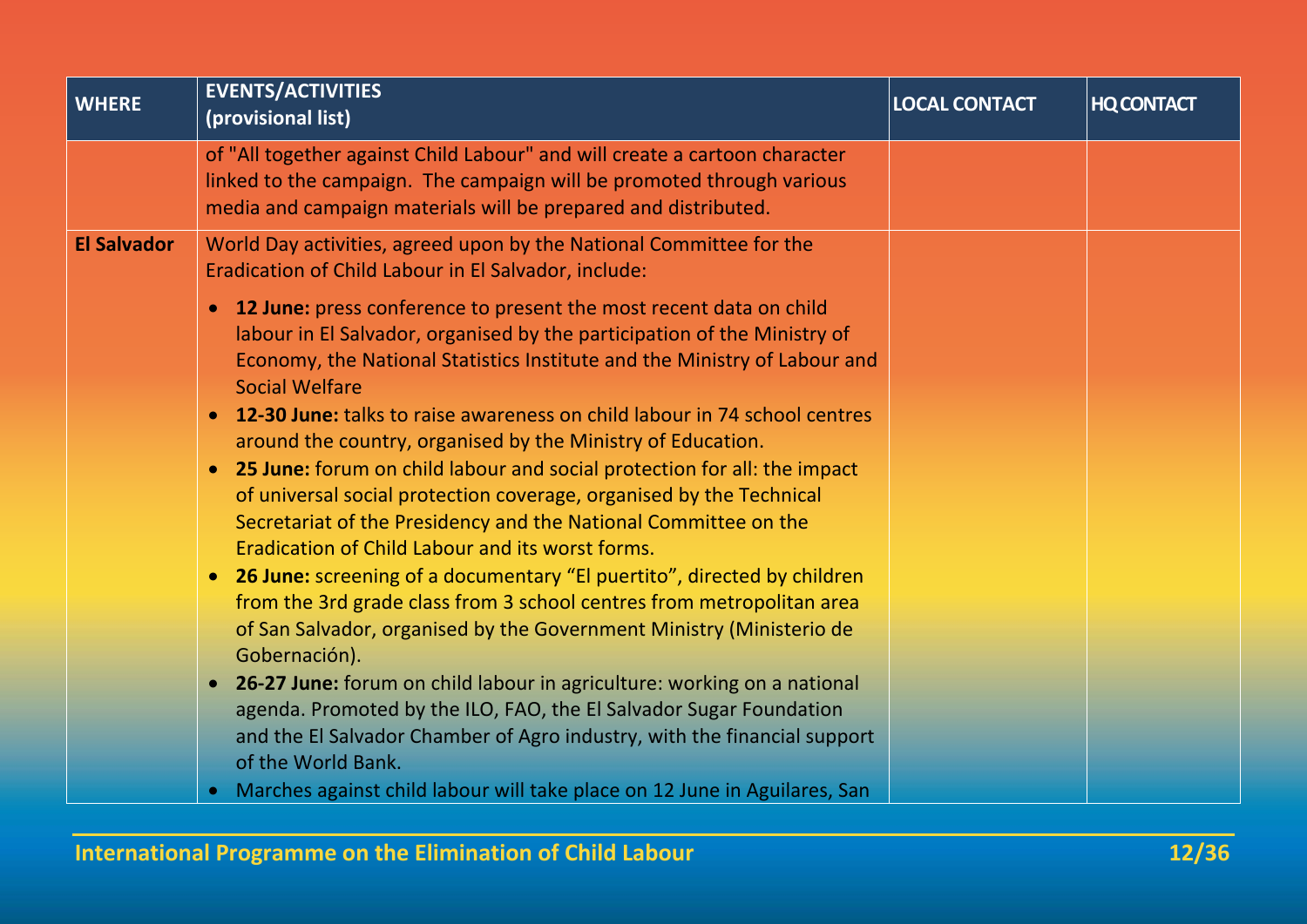| WHERE | EVENTS/ACTIVITIES (provisional list) | LOCAL CONTACT | HQ CONTACT |
|---|---|---|---|
| | of "All together against Child Labour" and will create a cartoon character linked to the campaign. The campaign will be promoted through various media and campaign materials will be prepared and distributed. | | |
| **El Salvador** | World Day activities, agreed upon by the National Committee for the Eradication of Child Labour in El Salvador, include:<br>• **12 June:** press conference to present the most recent data on child labour in El Salvador, organised by the participation of the Ministry of Economy, the National Statistics Institute and the Ministry of Labour and Social Welfare<br>• **12-30 June:** talks to raise awareness on child labour in 74 school centres around the country, organised by the Ministry of Education.<br>• **25 June:** forum on child labour and social protection for all: the impact of universal social protection coverage, organised by the Technical Secretariat of the Presidency and the National Committee on the Eradication of Child Labour and its worst forms.<br>• **26 June:** screening of a documentary "El puertito", directed by children from the 3rd grade class from 3 school centres from metropolitan area of San Salvador, organised by the Government Ministry (Ministerio de Gobernación).<br>• **26-27 June:** forum on child labour in agriculture: working on a national agenda. Promoted by the ILO, FAO, the El Salvador Sugar Foundation and the El Salvador Chamber of Agro industry, with the financial support of the World Bank.<br>• Marches against child labour will take place on 12 June in Aguilares, San | | |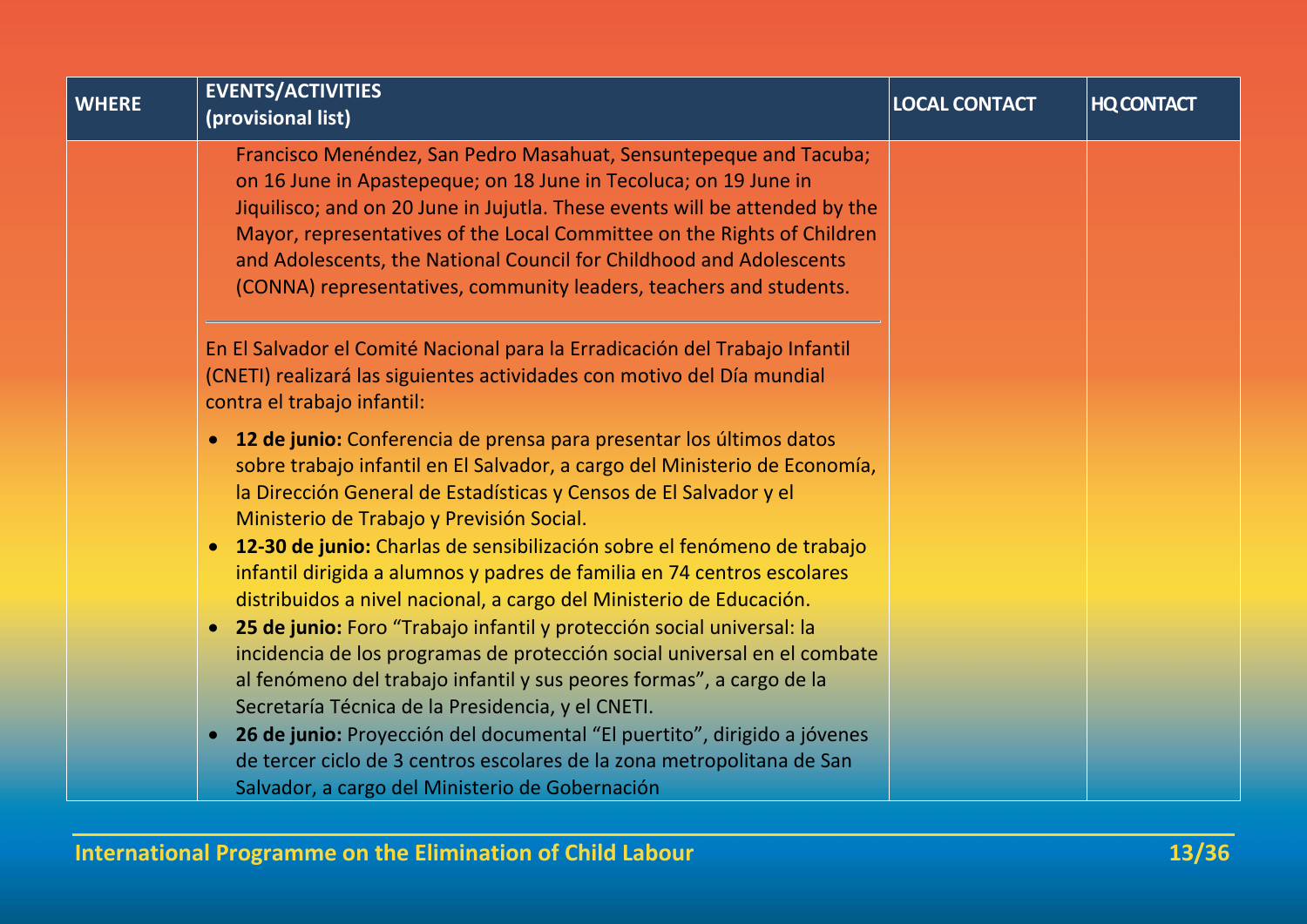| WHERE | EVENTS/ACTIVITIES (provisional list) | LOCAL CONTACT | HQ CONTACT |
|---|---|---|---|
| | Francisco Menéndez, San Pedro Masahuat, Sensuntepeque and Tacuba; on 16 June in Apastepeque; on 18 June in Tecoluca; on 19 June in Jiquilisco; and on 20 June in Jujutla. These events will be attended by the Mayor, representatives of the Local Committee on the Rights of Children and Adolescents, the National Council for Childhood and Adolescents (CONNA) representatives, community leaders, teachers and students.<br><br>En El Salvador el Comité Nacional para la Erradicación del Trabajo Infantil (CNETI) realizará las siguientes actividades con motivo del Día mundial contra el trabajo infantil:<br>• **12 de junio:** Conferencia de prensa para presentar los últimos datos sobre trabajo infantil en El Salvador, a cargo del Ministerio de Economía, la Dirección General de Estadísticas y Censos de El Salvador y el Ministerio de Trabajo y Previsión Social.<br>• **12-30 de junio:** Charlas de sensibilización sobre el fenómeno de trabajo infantil dirigida a alumnos y padres de familia en 74 centros escolares distribuidos a nivel nacional, a cargo del Ministerio de Educación.<br>• **25 de junio:** Foro "Trabajo infantil y protección social universal: la incidencia de los programas de protección social universal en el combate al fenómeno del trabajo infantil y sus peores formas", a cargo de la Secretaría Técnica de la Presidencia, y el CNETI.<br>• **26 de junio:** Proyección del documental "El puertito", dirigido a jóvenes de tercer ciclo de 3 centros escolares de la zona metropolitana de San Salvador, a cargo del Ministerio de Gobernación | | |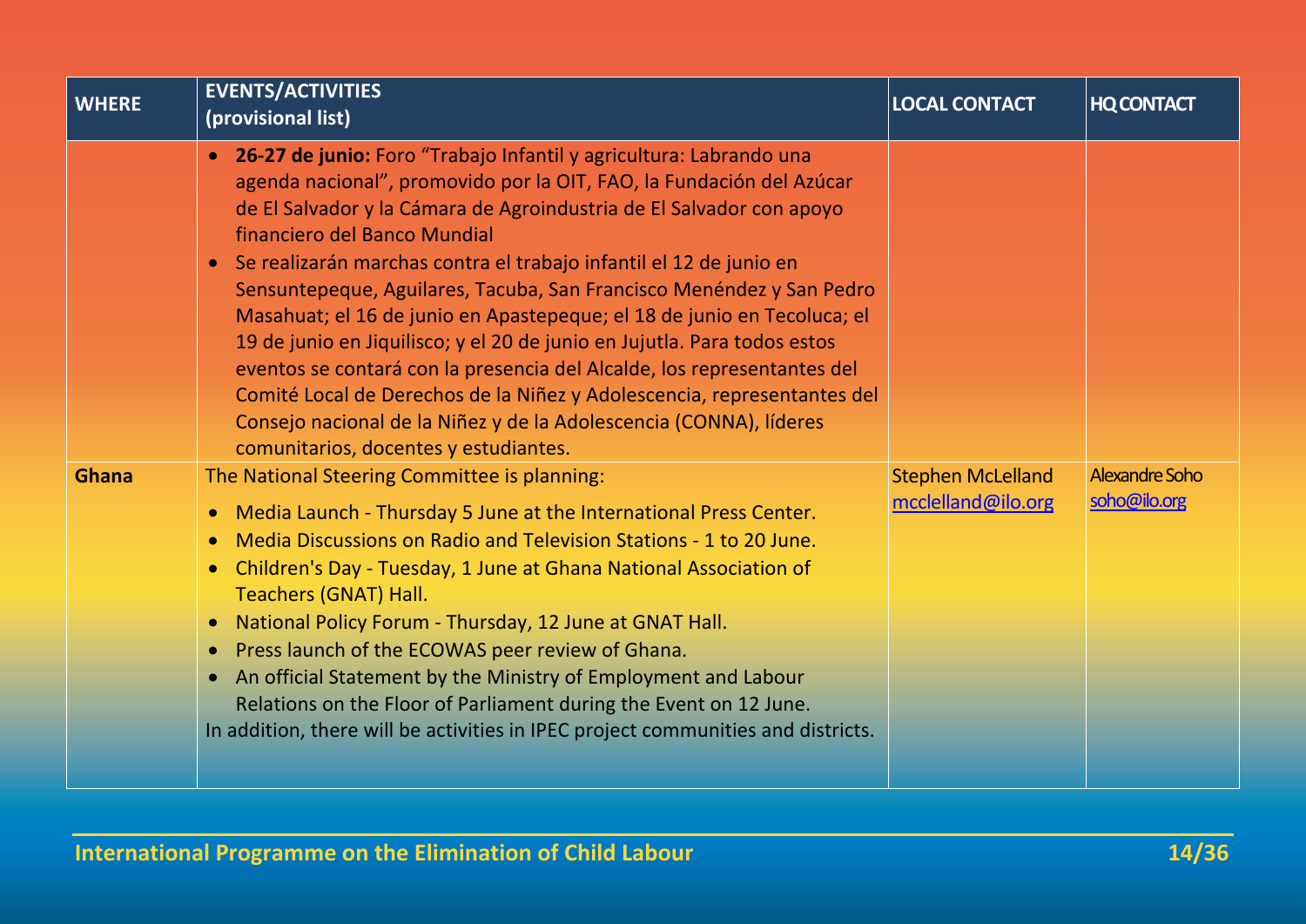| WHERE | EVENTS/ACTIVITIES (provisional list) | LOCAL CONTACT | HQ CONTACT |
|---|---|---|---|
| | • **26-27 de junio:** Foro "Trabajo Infantil y agricultura: Labrando una agenda nacional", promovido por la OIT, FAO, la Fundación del Azúcar de El Salvador y la Cámara de Agroindustria de El Salvador con apoyo financiero del Banco Mundial<br>• Se realizarán marchas contra el trabajo infantil el 12 de junio en Sensuntepeque, Aguilares, Tacuba, San Francisco Menéndez y San Pedro Masahuat; el 16 de junio en Apastepeque; el 18 de junio en Tecoluca; el 19 de junio en Jiquilisco; y el 20 de junio en Jujutla. Para todos estos eventos se contará con la presencia del Alcalde, los representantes del Comité Local de Derechos de la Niñez y Adolescencia, representantes del Consejo nacional de la Niñez y de la Adolescencia (CONNA), líderes comunitarios, docentes y estudiantes. | | |
| **Ghana** | The National Steering Committee is planning:<br>• Media Launch - Thursday 5 June at the International Press Center.<br>• Media Discussions on Radio and Television Stations - 1 to 20 June.<br>• Children's Day - Tuesday, 1 June at Ghana National Association of Teachers (GNAT) Hall.<br>• National Policy Forum - Thursday, 12 June at GNAT Hall.<br>• Press launch of the ECOWAS peer review of Ghana.<br>• An official Statement by the Ministry of Employment and Labour Relations on the Floor of Parliament during the Event on 12 June.<br>In addition, there will be activities in IPEC project communities and districts. | Stephen McLelland<br>mcclelland@ilo.org | Alexandre Soho<br>soho@ilo.org |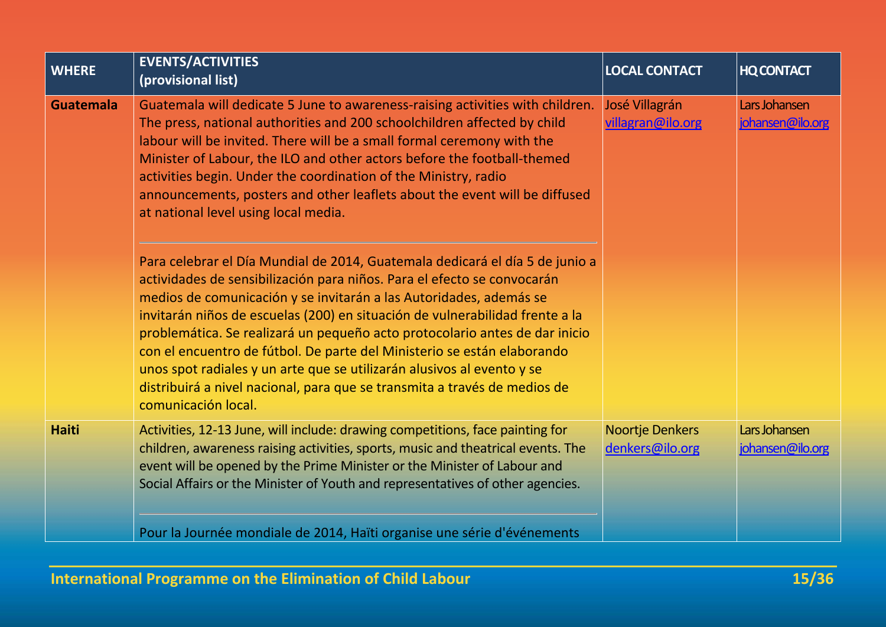| WHERE | EVENTS/ACTIVITIES (provisional list) | LOCAL CONTACT | HQ CONTACT |
|---|---|---|---|
| **Guatemala** | Guatemala will dedicate 5 June to awareness-raising activities with children. The press, national authorities and 200 schoolchildren affected by child labour will be invited. There will be a small formal ceremony with the Minister of Labour, the ILO and other actors before the football-themed activities begin. Under the coordination of the Ministry, radio announcements, posters and other leaflets about the event will be diffused at national level using local media.<br><br>Para celebrar el Día Mundial de 2014, Guatemala dedicará el día 5 de junio a actividades de sensibilización para niños. Para el efecto se convocarán medios de comunicación y se invitarán a las Autoridades, además se invitarán niños de escuelas (200) en situación de vulnerabilidad frente a la problemática. Se realizará un pequeño acto protocolario antes de dar inicio con el encuentro de fútbol. De parte del Ministerio se están elaborando unos spot radiales y un arte que se utilizarán alusivos al evento y se distribuirá a nivel nacional, para que se transmita a través de medios de comunicación local. | José Villagrán villagran@ilo.org | Lars Johansen johansen@ilo.org |
| **Haiti** | Activities, 12-13 June, will include: drawing competitions, face painting for children, awareness raising activities, sports, music and theatrical events. The event will be opened by the Prime Minister or the Minister of Labour and Social Affairs or the Minister of Youth and representatives of other agencies.<br><br>Pour la Journée mondiale de 2014, Haïti organise une série d'événements | Noortje Denkers denkers@ilo.org | Lars Johansen johansen@ilo.org |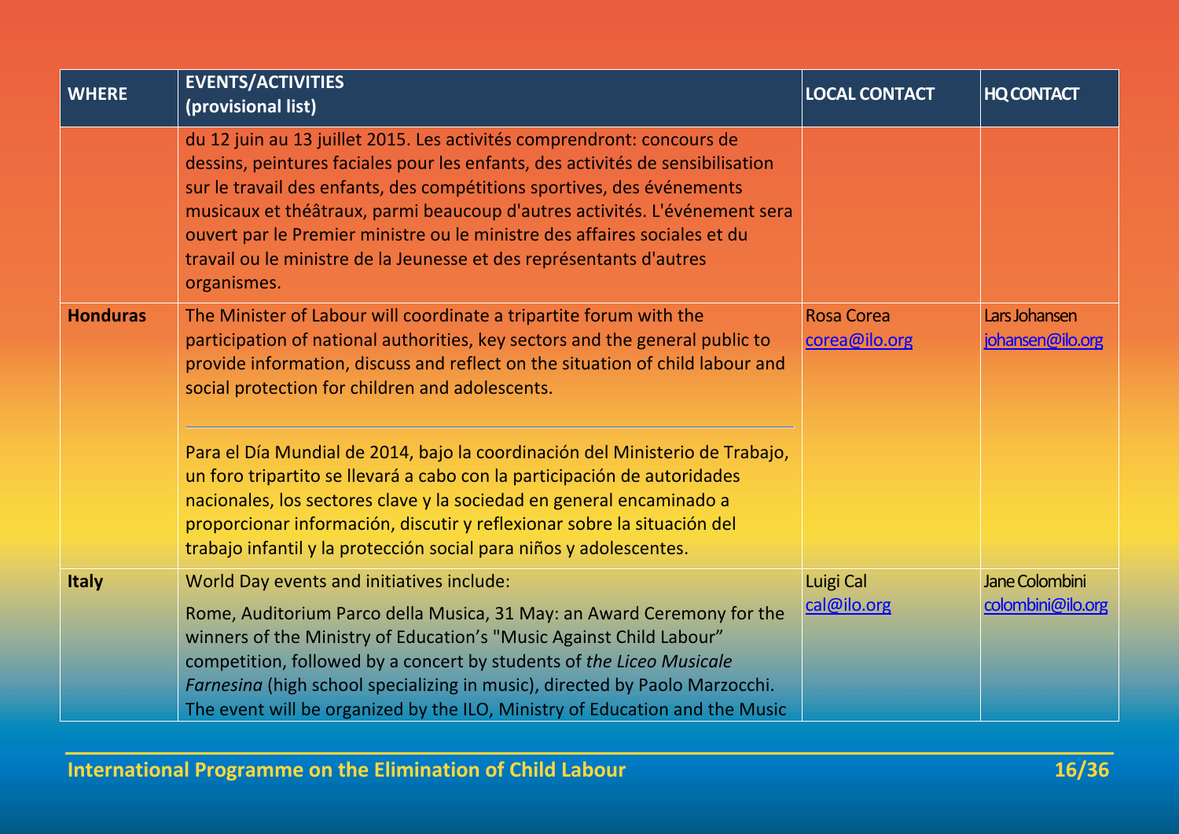| WHERE | EVENTS/ACTIVITIES (provisional list) | LOCAL CONTACT | HQ CONTACT |
|---|---|---|---|
| | du 12 juin au 13 juillet 2015. Les activités comprendront: concours de dessins, peintures faciales pour les enfants, des activités de sensibilisation sur le travail des enfants, des compétitions sportives, des événements musicaux et théâtraux, parmi beaucoup d'autres activités. L'événement sera ouvert par le Premier ministre ou le ministre des affaires sociales et du travail ou le ministre de la Jeunesse et des représentants d'autres organismes. | | |
| **Honduras** | The Minister of Labour will coordinate a tripartite forum with the participation of national authorities, key sectors and the general public to provide information, discuss and reflect on the situation of child labour and social protection for children and adolescents.<br><br>---<br><br>Para el Día Mundial de 2014, bajo la coordinación del Ministerio de Trabajo, un foro tripartito se llevará a cabo con la participación de autoridades nacionales, los sectores clave y la sociedad en general encaminado a proporcionar información, discutir y reflexionar sobre la situación del trabajo infantil y la protección social para niños y adolescentes. | Rosa Corea<br>corea@ilo.org | Lars Johansen<br>johansen@ilo.org |
| **Italy** | World Day events and initiatives include:<br><br>Rome, Auditorium Parco della Musica, 31 May: an Award Ceremony for the winners of the Ministry of Education's "Music Against Child Labour" competition, followed by a concert by students of *the Liceo Musicale Farnesina* (high school specializing in music), directed by Paolo Marzocchi. The event will be organized by the ILO, Ministry of Education and the Music | Luigi Cal<br>cal@ilo.org | Jane Colombini<br>colombini@ilo.org |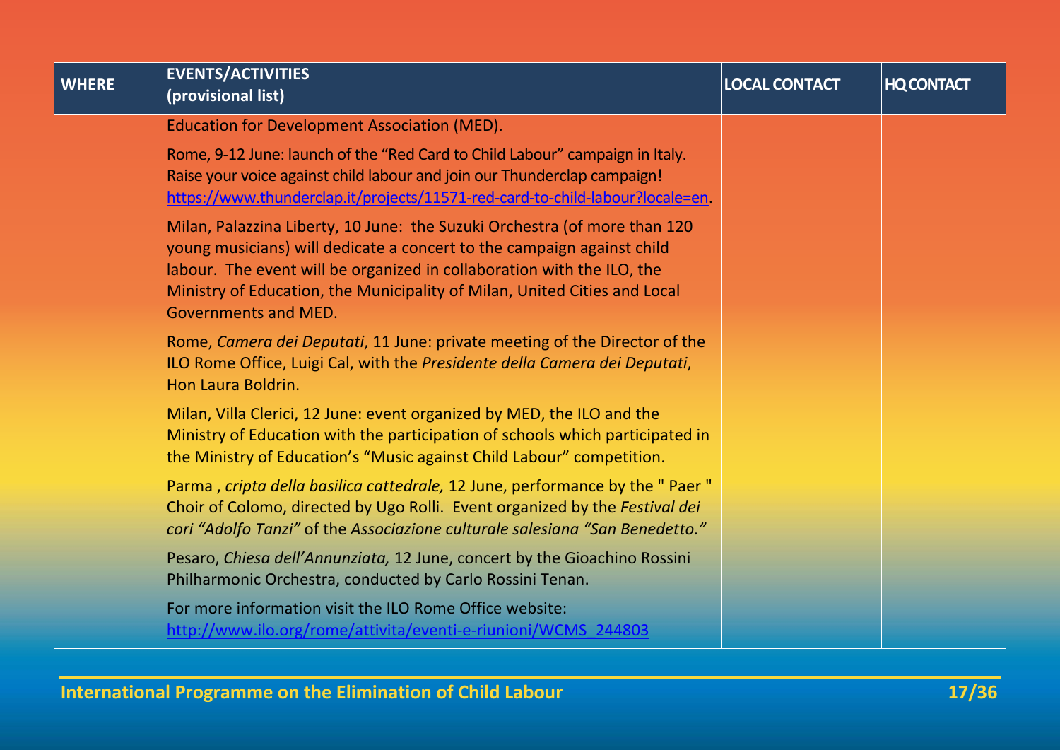| WHERE | EVENTS/ACTIVITIES (provisional list) | LOCAL CONTACT | HQ CONTACT |
|---|---|---|---|
| | Education for Development Association (MED).<br><br>Rome, 9-12 June: launch of the "Red Card to Child Labour" campaign in Italy. Raise your voice against child labour and join our Thunderclap campaign! https://www.thunderclap.it/projects/11571-red-card-to-child-labour?locale=en.<br><br>Milan, Palazzina Liberty, 10 June: the Suzuki Orchestra (of more than 120 young musicians) will dedicate a concert to the campaign against child labour. The event will be organized in collaboration with the ILO, the Ministry of Education, the Municipality of Milan, United Cities and Local Governments and MED.<br><br>Rome, *Camera dei Deputati*, 11 June: private meeting of the Director of the ILO Rome Office, Luigi Cal, with the *Presidente della Camera dei Deputati*, Hon Laura Boldrin.<br><br>Milan, Villa Clerici, 12 June: event organized by MED, the ILO and the Ministry of Education with the participation of schools which participated in the Ministry of Education's "Music against Child Labour" competition.<br><br>Parma , *cripta della basilica cattedrale,* 12 June, performance by the " Paer " Choir of Colomo, directed by Ugo Rolli. Event organized by the *Festival dei cori "Adolfo Tanzi"* of the *Associazione culturale salesiana "San Benedetto."*<br><br>Pesaro, *Chiesa dell'Annunziata,* 12 June, concert by the Gioachino Rossini Philharmonic Orchestra, conducted by Carlo Rossini Tenan.<br><br>For more information visit the ILO Rome Office website: http://www.ilo.org/rome/attivita/eventi-e-riunioni/WCMS_244803 | | |

**International Programme on the Elimination of Child Labour**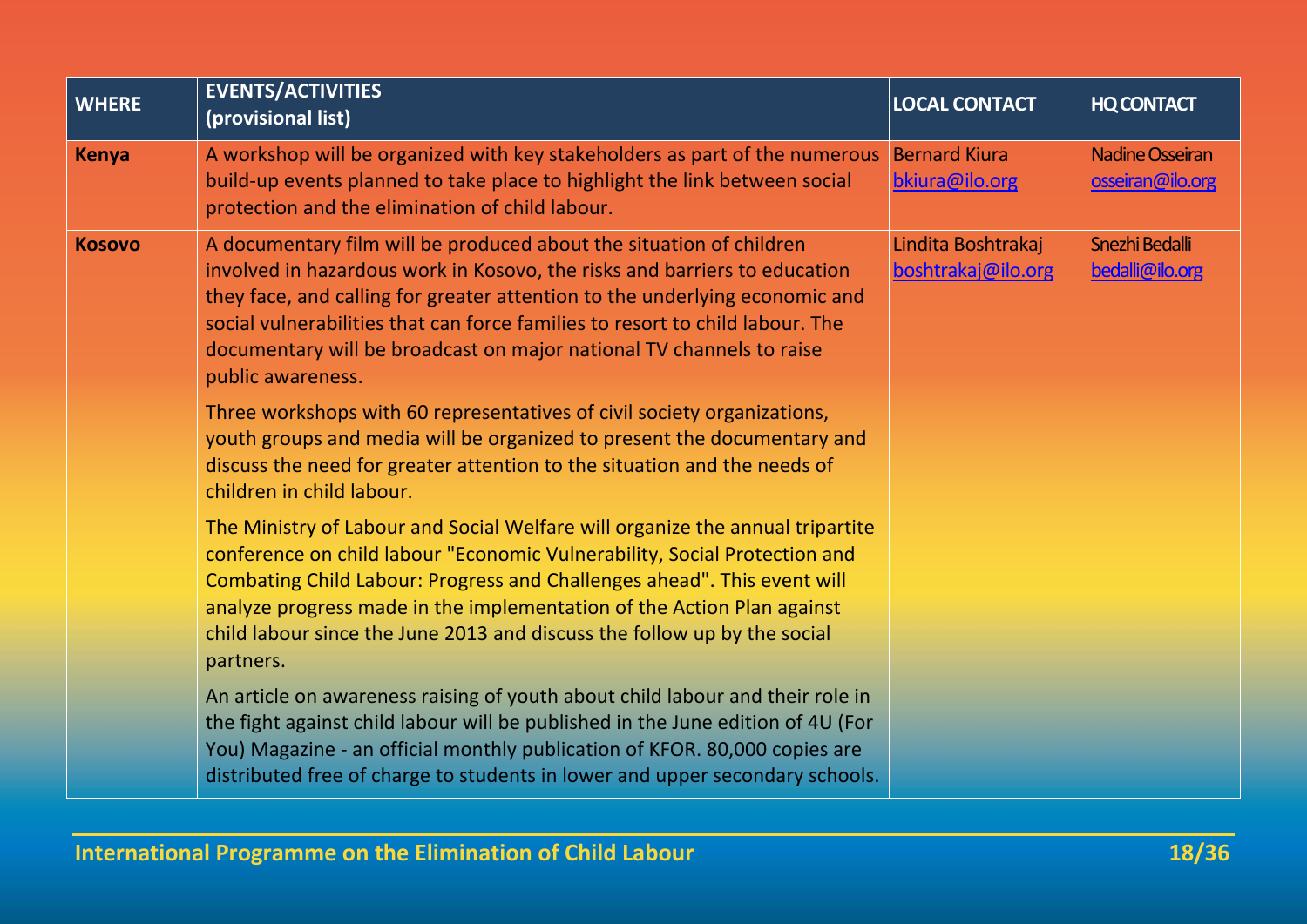| WHERE | EVENTS/ACTIVITIES (provisional list) | LOCAL CONTACT | HQ CONTACT |
|---|---|---|---|
| **Kenya** | A workshop will be organized with key stakeholders as part of the numerous build-up events planned to take place to highlight the link between social protection and the elimination of child labour. | Bernard Kiura bkiura@ilo.org | Nadine Osseiran osseiran@ilo.org |
| **Kosovo** | A documentary film will be produced about the situation of children involved in hazardous work in Kosovo, the risks and barriers to education they face, and calling for greater attention to the underlying economic and social vulnerabilities that can force families to resort to child labour. The documentary will be broadcast on major national TV channels to raise public awareness.<br><br>Three workshops with 60 representatives of civil society organizations, youth groups and media will be organized to present the documentary and discuss the need for greater attention to the situation and the needs of children in child labour.<br><br>The Ministry of Labour and Social Welfare will organize the annual tripartite conference on child labour "Economic Vulnerability, Social Protection and Combating Child Labour: Progress and Challenges ahead". This event will analyze progress made in the implementation of the Action Plan against child labour since the June 2013 and discuss the follow up by the social partners.<br><br>An article on awareness raising of youth about child labour and their role in the fight against child labour will be published in the June edition of 4U (For You) Magazine - an official monthly publication of KFOR. 80,000 copies are distributed free of charge to students in lower and upper secondary schools. | Lindita Boshtrakaj boshtrakaj@ilo.org | Snezhi Bedalli bedalli@ilo.org |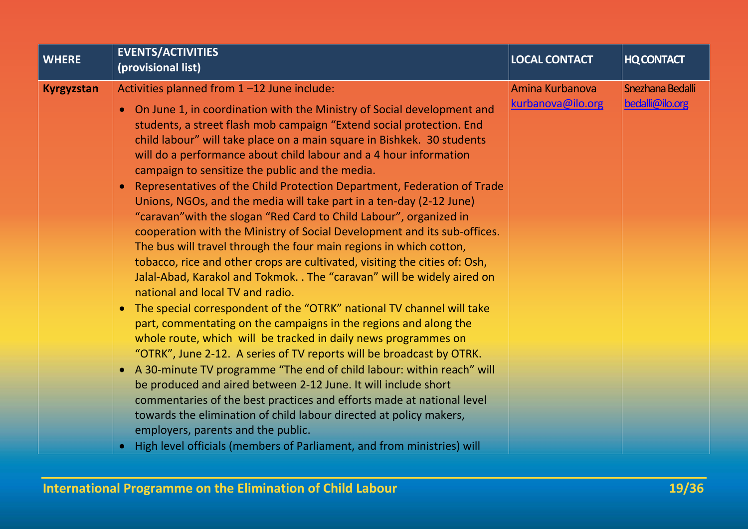| WHERE | EVENTS/ACTIVITIES (provisional list) | LOCAL CONTACT | HQ CONTACT |
|---|---|---|---|
| **Kyrgyzstan** | Activities planned from 1 –12 June include:<br>• On June 1, in coordination with the Ministry of Social development and students, a street flash mob campaign "Extend social protection. End child labour" will take place on a main square in Bishkek. 30 students will do a performance about child labour and a 4 hour information campaign to sensitize the public and the media.<br>• Representatives of the Child Protection Department, Federation of Trade Unions, NGOs, and the media will take part in a ten-day (2-12 June) "caravan"with the slogan "Red Card to Child Labour", organized in cooperation with the Ministry of Social Development and its sub-offices. The bus will travel through the four main regions in which cotton, tobacco, rice and other crops are cultivated, visiting the cities of: Osh, Jalal-Abad, Karakol and Tokmok. . The "caravan" will be widely aired on national and local TV and radio.<br>• The special correspondent of the "OTRK" national TV channel will take part, commentating on the campaigns in the regions and along the whole route, which will be tracked in daily news programmes on "OTRK", June 2-12. A series of TV reports will be broadcast by OTRK.<br>• A 30-minute TV programme "The end of child labour: within reach" will be produced and aired between 2-12 June. It will include short commentaries of the best practices and efforts made at national level towards the elimination of child labour directed at policy makers, employers, parents and the public.<br>• High level officials (members of Parliament, and from ministries) will | Amina Kurbanova<br>kurbanova@ilo.org | Snezhana Bedalli<br>bedalli@ilo.org |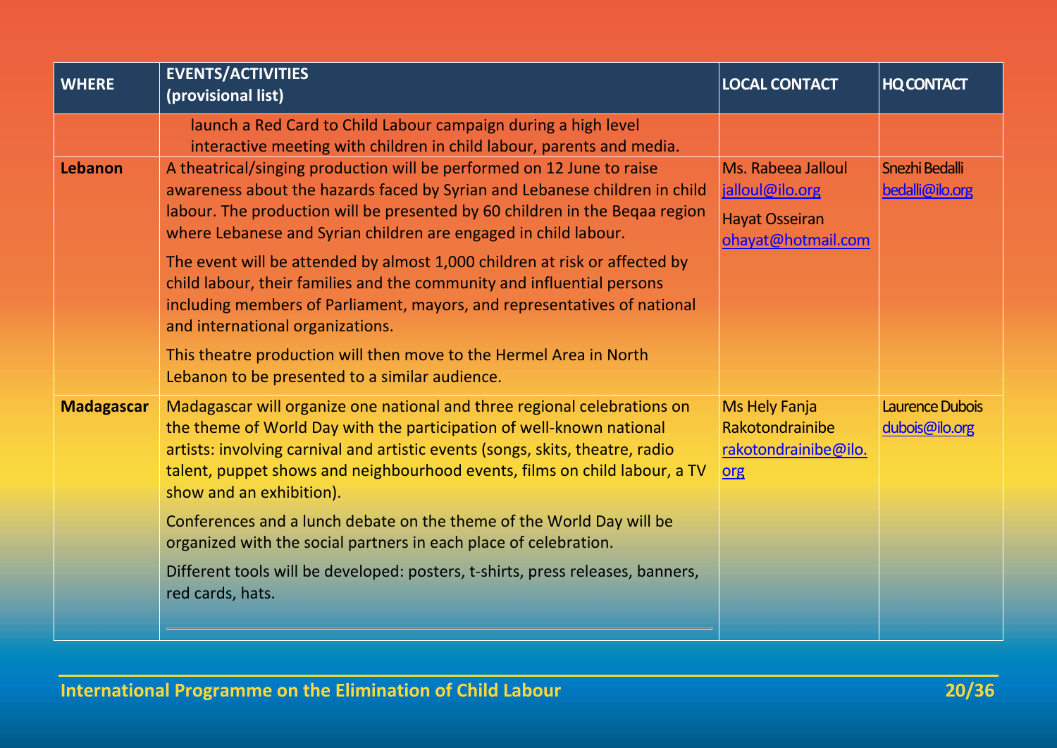| WHERE | EVENTS/ACTIVITIES (provisional list) | LOCAL CONTACT | HQ CONTACT |
|---|---|---|---|
| | launch a Red Card to Child Labour campaign during a high level interactive meeting with children in child labour, parents and media. | | |
| **Lebanon** | A theatrical/singing production will be performed on 12 June to raise awareness about the hazards faced by Syrian and Lebanese children in child labour. The production will be presented by 60 children in the Beqaa region where Lebanese and Syrian children are engaged in child labour.<br><br>The event will be attended by almost 1,000 children at risk or affected by child labour, their families and the community and influential persons including members of Parliament, mayors, and representatives of national and international organizations.<br><br>This theatre production will then move to the Hermel Area in North Lebanon to be presented to a similar audience. | Ms. Rabeea Jalloul<br>jalloul@ilo.org<br>Hayat Osseiran<br>ohayat@hotmail.com | Snezhi Bedalli<br>bedalli@ilo.org |
| **Madagascar** | Madagascar will organize one national and three regional celebrations on the theme of World Day with the participation of well-known national artists: involving carnival and artistic events (songs, skits, theatre, radio talent, puppet shows and neighbourhood events, films on child labour, a TV show and an exhibition).<br><br>Conferences and a lunch debate on the theme of the World Day will be organized with the social partners in each place of celebration.<br><br>Different tools will be developed: posters, t-shirts, press releases, banners, red cards, hats. | Ms Hely Fanja Rakotondrainibe<br>rakotondrainibe@ilo.org | Laurence Dubois<br>dubois@ilo.org |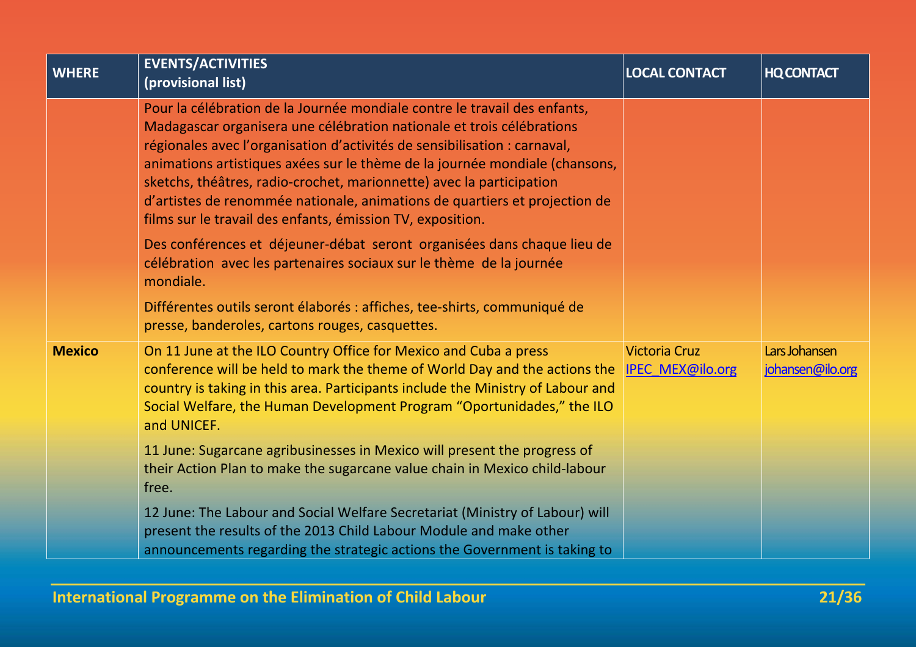| WHERE | EVENTS/ACTIVITIES (provisional list) | LOCAL CONTACT | HQ CONTACT |
|---|---|---|---|
| | Pour la célébration de la Journée mondiale contre le travail des enfants, Madagascar organisera une célébration nationale et trois célébrations régionales avec l'organisation d'activités de sensibilisation : carnaval, animations artistiques axées sur le thème de la journée mondiale (chansons, sketchs, théâtres, radio-crochet, marionnette) avec la participation d'artistes de renommée nationale, animations de quartiers et projection de films sur le travail des enfants, émission TV, exposition.<br><br>Des conférences et déjeuner-débat seront organisées dans chaque lieu de célébration avec les partenaires sociaux sur le thème de la journée mondiale.<br><br>Différentes outils seront élaborés : affiches, tee-shirts, communiqué de presse, banderoles, cartons rouges, casquettes. | | |
| **Mexico** | On 11 June at the ILO Country Office for Mexico and Cuba a press conference will be held to mark the theme of World Day and the actions the country is taking in this area. Participants include the Ministry of Labour and Social Welfare, the Human Development Program "Oportunidades," the ILO and UNICEF.<br><br>11 June: Sugarcane agribusinesses in Mexico will present the progress of their Action Plan to make the sugarcane value chain in Mexico child-labour free.<br><br>12 June: The Labour and Social Welfare Secretariat (Ministry of Labour) will present the results of the 2013 Child Labour Module and make other announcements regarding the strategic actions the Government is taking to | Victoria Cruz<br>IPEC_MEX@ilo.org | Lars Johansen<br>johansen@ilo.org |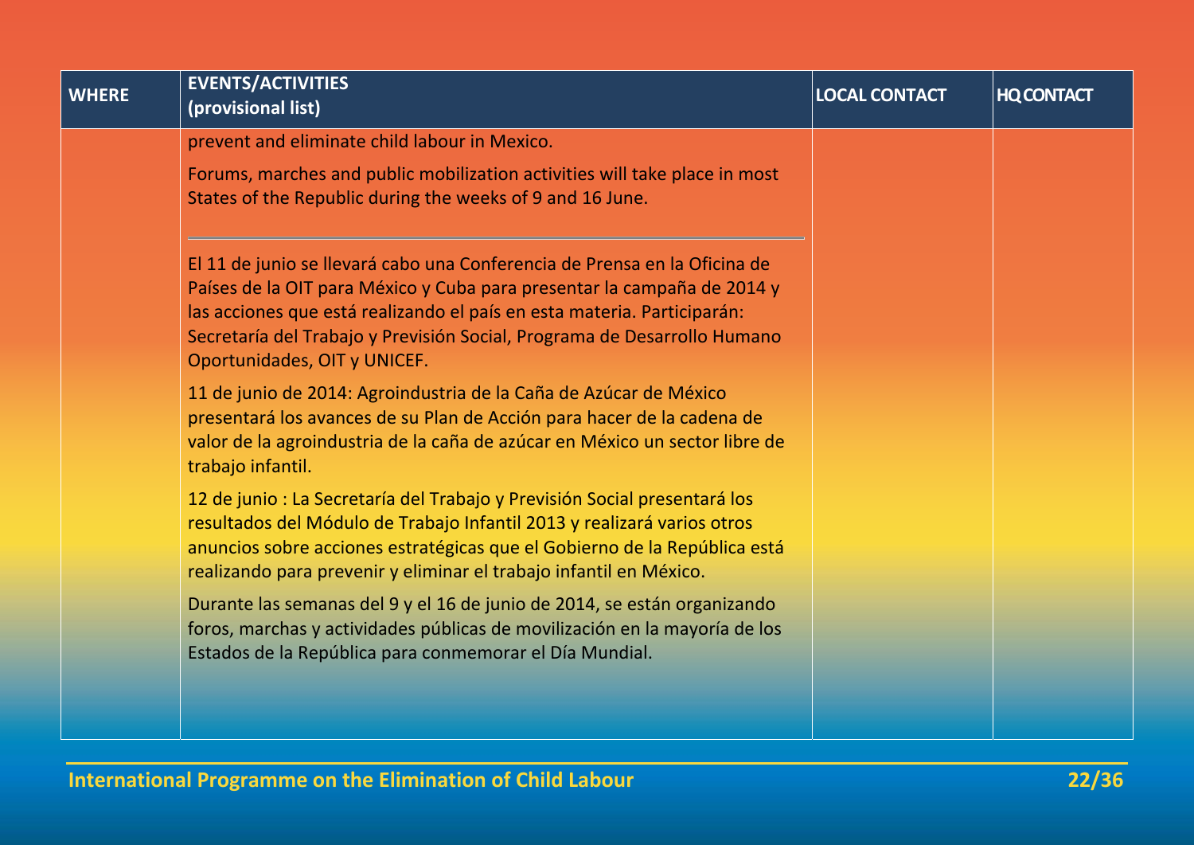| WHERE | EVENTS/ACTIVITIES (provisional list) | LOCAL CONTACT | HQ CONTACT |
|---|---|---|---|
| | prevent and eliminate child labour in Mexico.<br><br>Forums, marches and public mobilization activities will take place in most States of the Republic during the weeks of 9 and 16 June.<br><br>---<br><br>El 11 de junio se llevará cabo una Conferencia de Prensa en la Oficina de Países de la OIT para México y Cuba para presentar la campaña de 2014 y las acciones que está realizando el país en esta materia. Participarán: Secretaría del Trabajo y Previsión Social, Programa de Desarrollo Humano Oportunidades, OIT y UNICEF.<br><br>11 de junio de 2014: Agroindustria de la Caña de Azúcar de México presentará los avances de su Plan de Acción para hacer de la cadena de valor de la agroindustria de la caña de azúcar en México un sector libre de trabajo infantil.<br><br>12 de junio : La Secretaría del Trabajo y Previsión Social presentará los resultados del Módulo de Trabajo Infantil 2013 y realizará varios otros anuncios sobre acciones estratégicas que el Gobierno de la República está realizando para prevenir y eliminar el trabajo infantil en México.<br><br>Durante las semanas del 9 y el 16 de junio de 2014, se están organizando foros, marchas y actividades públicas de movilización en la mayoría de los Estados de la República para conmemorar el Día Mundial. | | |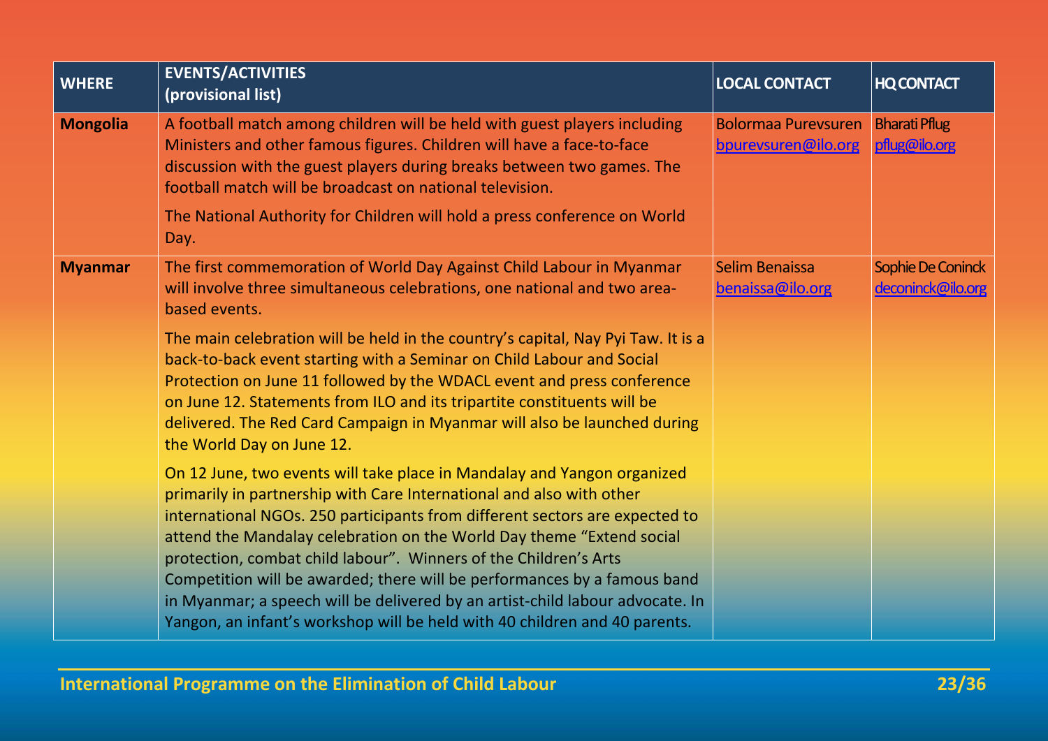| WHERE | EVENTS/ACTIVITIES (provisional list) | LOCAL CONTACT | HQ CONTACT |
|---|---|---|---|
| **Mongolia** | A football match among children will be held with guest players including Ministers and other famous figures. Children will have a face-to-face discussion with the guest players during breaks between two games. The football match will be broadcast on national television.<br><br>The National Authority for Children will hold a press conference on World Day. | Bolormaa Purevsuren bpurevsuren@ilo.org | Bharati Pflug pflug@ilo.org |
| **Myanmar** | The first commemoration of World Day Against Child Labour in Myanmar will involve three simultaneous celebrations, one national and two area-based events.<br><br>The main celebration will be held in the country's capital, Nay Pyi Taw. It is a back-to-back event starting with a Seminar on Child Labour and Social Protection on June 11 followed by the WDACL event and press conference on June 12. Statements from ILO and its tripartite constituents will be delivered. The Red Card Campaign in Myanmar will also be launched during the World Day on June 12.<br><br>On 12 June, two events will take place in Mandalay and Yangon organized primarily in partnership with Care International and also with other international NGOs. 250 participants from different sectors are expected to attend the Mandalay celebration on the World Day theme "Extend social protection, combat child labour". Winners of the Children's Arts Competition will be awarded; there will be performances by a famous band in Myanmar; a speech will be delivered by an artist-child labour advocate. In Yangon, an infant's workshop will be held with 40 children and 40 parents. | Selim Benaissa benaissa@ilo.org | Sophie De Coninck deconinck@ilo.org |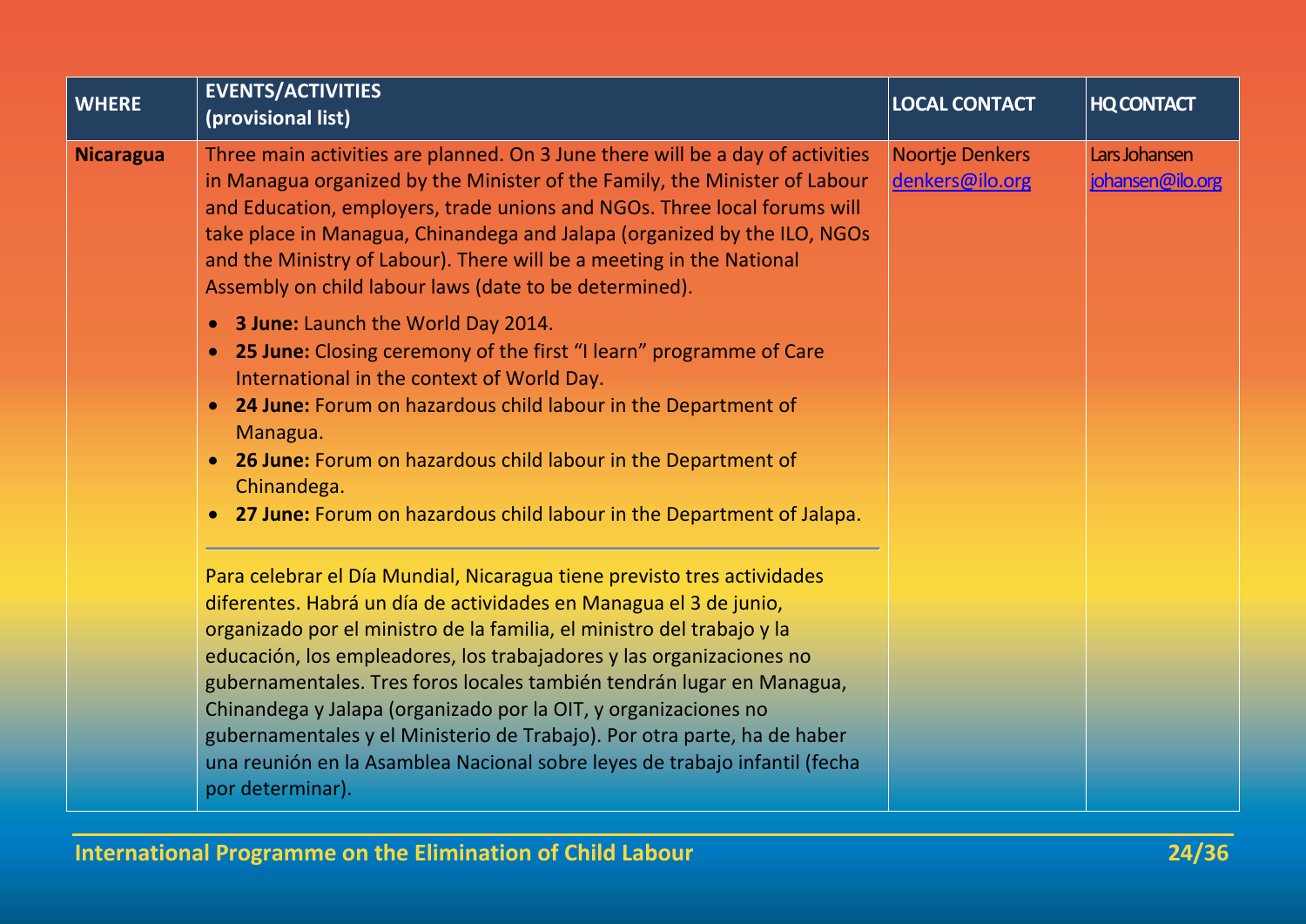| WHERE | EVENTS/ACTIVITIES (provisional list) | LOCAL CONTACT | HQ CONTACT |
|---|---|---|---|
| **Nicaragua** | Three main activities are planned. On 3 June there will be a day of activities in Managua organized by the Minister of the Family, the Minister of Labour and Education, employers, trade unions and NGOs. Three local forums will take place in Managua, Chinandega and Jalapa (organized by the ILO, NGOs and the Ministry of Labour). There will be a meeting in the National Assembly on child labour laws (date to be determined).<br><br>• **3 June:** Launch the World Day 2014.<br>• **25 June:** Closing ceremony of the first "I learn" programme of Care International in the context of World Day.<br>• **24 June:** Forum on hazardous child labour in the Department of Managua.<br>• **26 June:** Forum on hazardous child labour in the Department of Chinandega.<br>• **27 June:** Forum on hazardous child labour in the Department of Jalapa.<br><br>Para celebrar el Día Mundial, Nicaragua tiene previsto tres actividades diferentes. Habrá un día de actividades en Managua el 3 de junio, organizado por el ministro de la familia, el ministro del trabajo y la educación, los empleadores, los trabajadores y las organizaciones no gubernamentales. Tres foros locales también tendrán lugar en Managua, Chinandega y Jalapa (organizado por la OIT, y organizaciones no gubernamentales y el Ministerio de Trabajo). Por otra parte, ha de haber una reunión en la Asamblea Nacional sobre leyes de trabajo infantil (fecha por determinar). | Noortje Denkers<br>denkers@ilo.org | Lars Johansen<br>johansen@ilo.org |

International Programme on the Elimination of Child Labour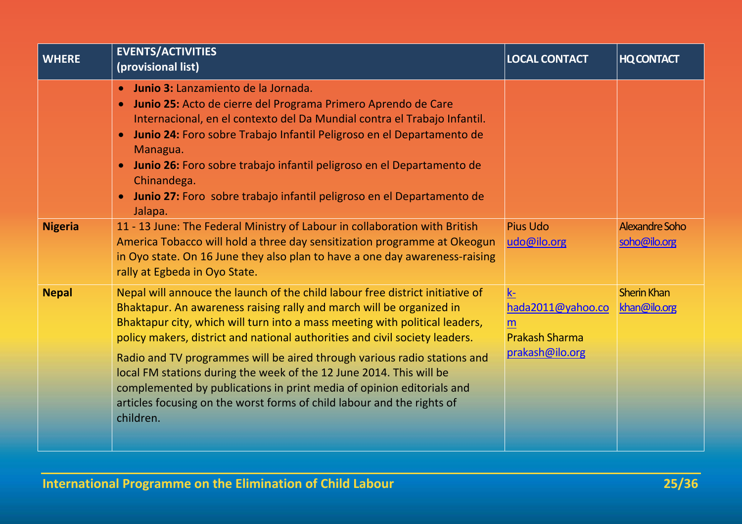| WHERE | EVENTS/ACTIVITIES (provisional list) | LOCAL CONTACT | HQ CONTACT |
|---|---|---|---|
| | • **Junio 3:** Lanzamiento de la Jornada.<br>• **Junio 25:** Acto de cierre del Programa Primero Aprendo de Care Internacional, en el contexto del Da Mundial contra el Trabajo Infantil.<br>• **Junio 24:** Foro sobre Trabajo Infantil Peligroso en el Departamento de Managua.<br>• **Junio 26:** Foro sobre trabajo infantil peligroso en el Departamento de Chinandega.<br>• **Junio 27:** Foro sobre trabajo infantil peligroso en el Departamento de Jalapa. | | |
| **Nigeria** | 11 - 13 June: The Federal Ministry of Labour in collaboration with British America Tobacco will hold a three day sensitization programme at Okeogun in Oyo state. On 16 June they also plan to have a one day awareness-raising rally at Egbeda in Oyo State. | Pius Udo<br>udo@ilo.org | Alexandre Soho<br>soho@ilo.org |
| **Nepal** | Nepal will annouce the launch of the child labour free district initiative of Bhaktapur. An awareness raising rally and march will be organized in Bhaktapur city, which will turn into a mass meeting with political leaders, policy makers, district and national authorities and civil society leaders.<br><br>Radio and TV programmes will be aired through various radio stations and local FM stations during the week of the 12 June 2014. This will be complemented by publications in print media of opinion editorials and articles focusing on the worst forms of child labour and the rights of children. | k-hada2011@yahoo.com<br>Prakash Sharma<br>prakash@ilo.org | Sherin Khan<br>khan@ilo.org |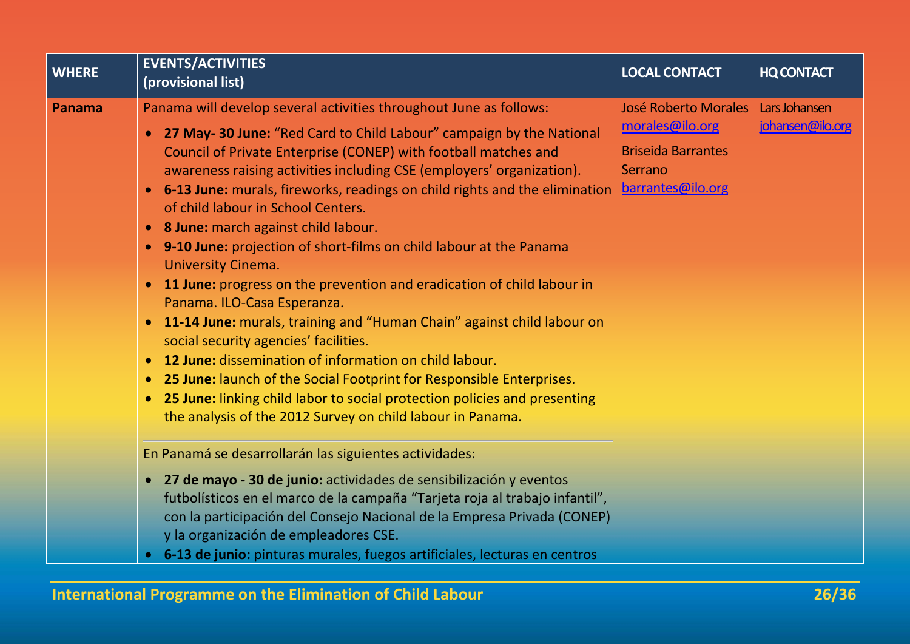| WHERE | EVENTS/ACTIVITIES (provisional list) | LOCAL CONTACT | HQ CONTACT |
|---|---|---|---|
| **Panama** | Panama will develop several activities throughout June as follows:<br>• **27 May- 30 June:** "Red Card to Child Labour" campaign by the National Council of Private Enterprise (CONEP) with football matches and awareness raising activities including CSE (employers' organization).<br>• **6-13 June:** murals, fireworks, readings on child rights and the elimination of child labour in School Centers.<br>• **8 June:** march against child labour.<br>• **9-10 June:** projection of short-films on child labour at the Panama University Cinema.<br>• **11 June:** progress on the prevention and eradication of child labour in Panama. ILO-Casa Esperanza.<br>• **11-14 June:** murals, training and "Human Chain" against child labour on social security agencies' facilities.<br>• **12 June:** dissemination of information on child labour.<br>• **25 June:** launch of the Social Footprint for Responsible Enterprises.<br>• **25 June:** linking child labor to social protection policies and presenting the analysis of the 2012 Survey on child labour in Panama.<br><br>En Panamá se desarrollarán las siguientes actividades:<br>• **27 de mayo - 30 de junio:** actividades de sensibilización y eventos futbolísticos en el marco de la campaña "Tarjeta roja al trabajo infantil", con la participación del Consejo Nacional de la Empresa Privada (CONEP) y la organización de empleadores CSE.<br>• **6-13 de junio:** pinturas murales, fuegos artificiales, lecturas en centros | José Roberto Morales morales@ilo.org<br><br>Briseida Barrantes Serrano barrantes@ilo.org | Lars Johansen johansen@ilo.org |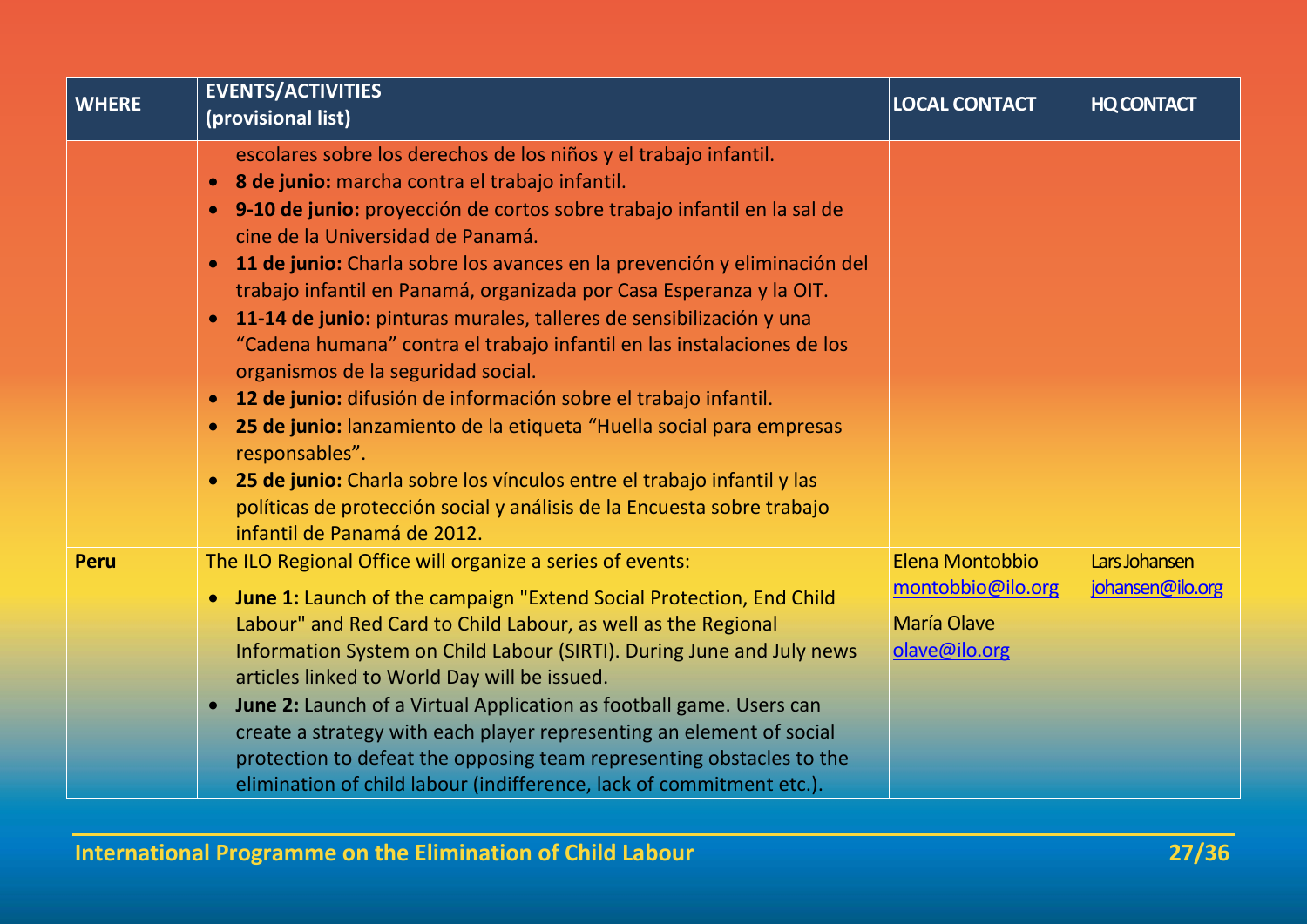| WHERE | EVENTS/ACTIVITIES (provisional list) | LOCAL CONTACT | HQ CONTACT |
| --- | --- | --- | --- |
| | escolares sobre los derechos de los niños y el trabajo infantil.<br>• **8 de junio:** marcha contra el trabajo infantil.<br>• **9-10 de junio:** proyección de cortos sobre trabajo infantil en la sal de cine de la Universidad de Panamá.<br>• **11 de junio:** Charla sobre los avances en la prevención y eliminación del trabajo infantil en Panamá, organizada por Casa Esperanza y la OIT.<br>• **11-14 de junio:** pinturas murales, talleres de sensibilización y una “Cadena humana” contra el trabajo infantil en las instalaciones de los organismos de la seguridad social.<br>• **12 de junio:** difusión de información sobre el trabajo infantil.<br>• **25 de junio:** lanzamiento de la etiqueta “Huella social para empresas responsables”.<br>• **25 de junio:** Charla sobre los vínculos entre el trabajo infantil y las políticas de protección social y análisis de la Encuesta sobre trabajo infantil de Panamá de 2012. | | |
| **Peru** | The ILO Regional Office will organize a series of events:<br>• **June 1:** Launch of the campaign "Extend Social Protection, End Child Labour" and Red Card to Child Labour, as well as the Regional Information System on Child Labour (SIRTI). During June and July news articles linked to World Day will be issued.<br>• **June 2:** Launch of a Virtual Application as football game. Users can create a strategy with each player representing an element of social protection to defeat the opposing team representing obstacles to the elimination of child labour (indifference, lack of commitment etc.). | Elena Montobbio<br>montobbio@ilo.org<br>María Olave<br>olave@ilo.org | Lars Johansen<br>johansen@ilo.org |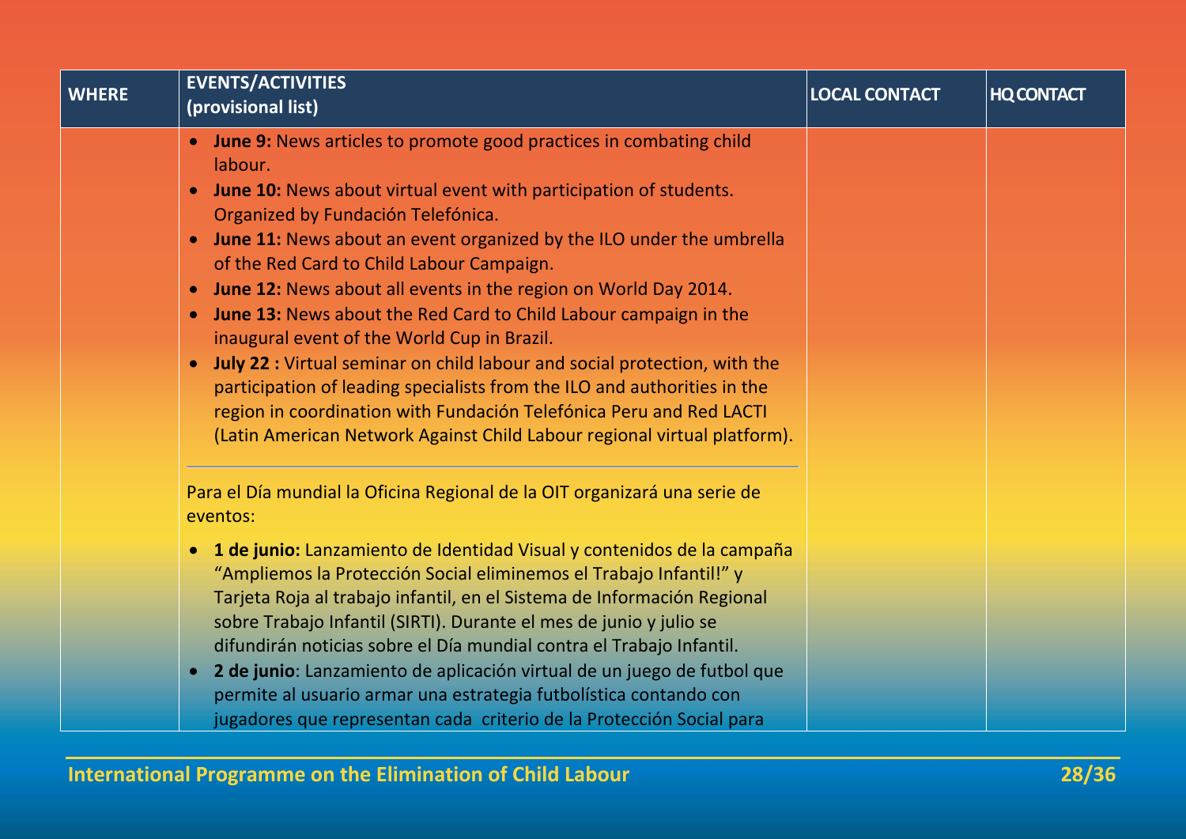| WHERE | EVENTS/ACTIVITIES (provisional list) | LOCAL CONTACT | HQ CONTACT |
|---|---|---|---|
| | • **June 9:** News articles to promote good practices in combating child labour.<br>• **June 10:** News about virtual event with participation of students. Organized by Fundación Telefónica.<br>• **June 11:** News about an event organized by the ILO under the umbrella of the Red Card to Child Labour Campaign.<br>• **June 12:** News about all events in the region on World Day 2014.<br>• **June 13:** News about the Red Card to Child Labour campaign in the inaugural event of the World Cup in Brazil.<br>• **July 22 :** Virtual seminar on child labour and social protection, with the participation of leading specialists from the ILO and authorities in the region in coordination with Fundación Telefónica Peru and Red LACTI (Latin American Network Against Child Labour regional virtual platform).<br><br>---<br><br>Para el Día mundial la Oficina Regional de la OIT organizará una serie de eventos:<br>• **1 de junio:** Lanzamiento de Identidad Visual y contenidos de la campaña "Ampliemos la Protección Social eliminemos el Trabajo Infantil!" y Tarjeta Roja al trabajo infantil, en el Sistema de Información Regional sobre Trabajo Infantil (SIRTI). Durante el mes de junio y julio se difundirán noticias sobre el Día mundial contra el Trabajo Infantil.<br>• **2 de junio**: Lanzamiento de aplicación virtual de un juego de futbol que permite al usuario armar una estrategia futbolística contando con jugadores que representan cada criterio de la Protección Social para | | |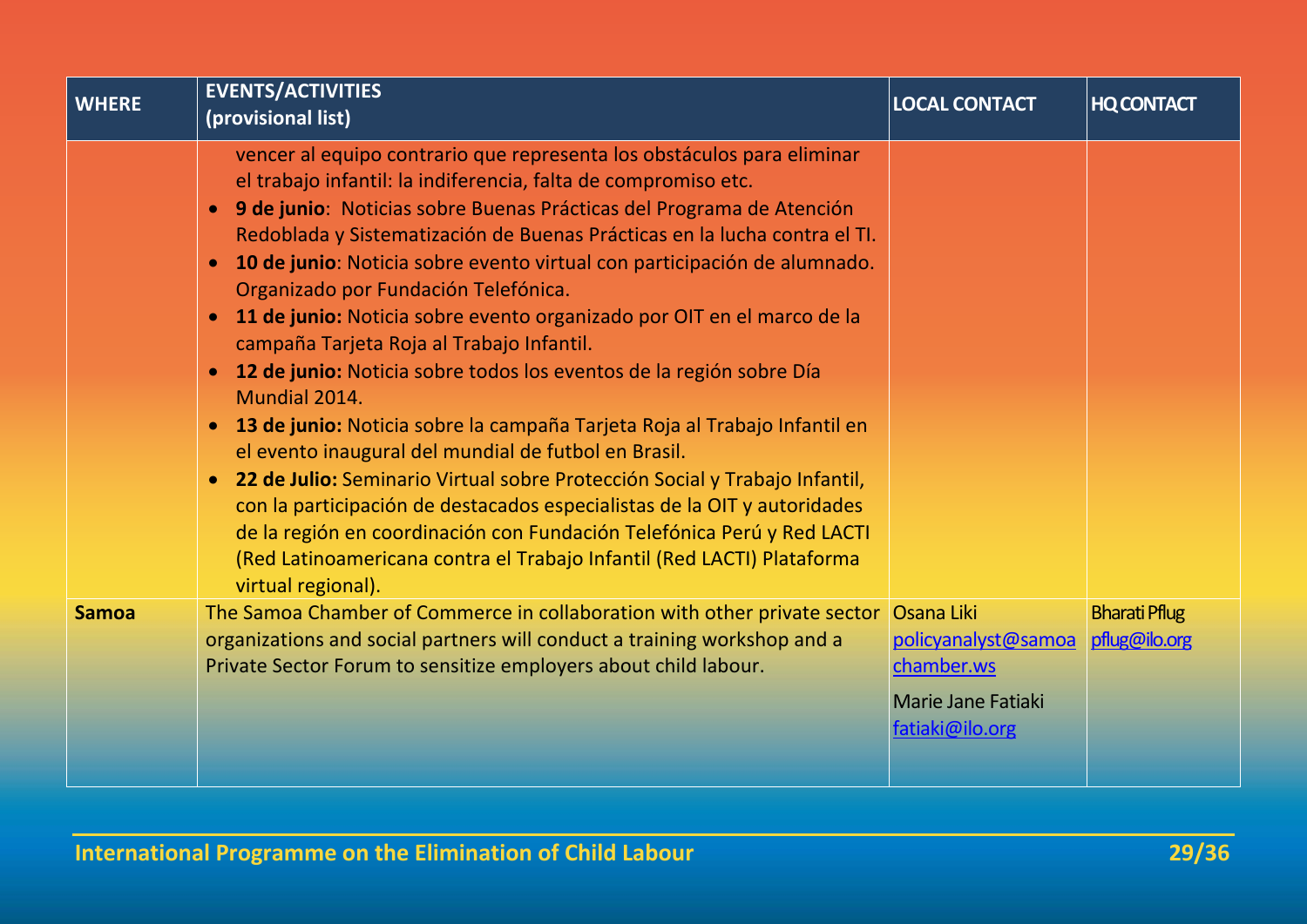| WHERE | EVENTS/ACTIVITIES (provisional list) | LOCAL CONTACT | HQ CONTACT |
|---|---|---|---|
| | vencer al equipo contrario que representa los obstáculos para eliminar el trabajo infantil: la indiferencia, falta de compromiso etc. <br>• **9 de junio**: Noticias sobre Buenas Prácticas del Programa de Atención Redoblada y Sistematización de Buenas Prácticas en la lucha contra el TI. <br>• **10 de junio**: Noticia sobre evento virtual con participación de alumnado. Organizado por Fundación Telefónica. <br>• **11 de junio:** Noticia sobre evento organizado por OIT en el marco de la campaña Tarjeta Roja al Trabajo Infantil. <br>• **12 de junio:** Noticia sobre todos los eventos de la región sobre Día Mundial 2014. <br>• **13 de junio:** Noticia sobre la campaña Tarjeta Roja al Trabajo Infantil en el evento inaugural del mundial de futbol en Brasil. <br>• **22 de Julio:** Seminario Virtual sobre Protección Social y Trabajo Infantil, con la participación de destacados especialistas de la OIT y autoridades de la región en coordinación con Fundación Telefónica Perú y Red LACTI (Red Latinoamericana contra el Trabajo Infantil (Red LACTI) Plataforma virtual regional). | | |
| **Samoa** | The Samoa Chamber of Commerce in collaboration with other private sector organizations and social partners will conduct a training workshop and a Private Sector Forum to sensitize employers about child labour. | Osana Liki <br>policyanalyst@samoachamber.ws <br>Marie Jane Fatiaki <br>fatiaki@ilo.org | Bharati Pflug <br>pflug@ilo.org |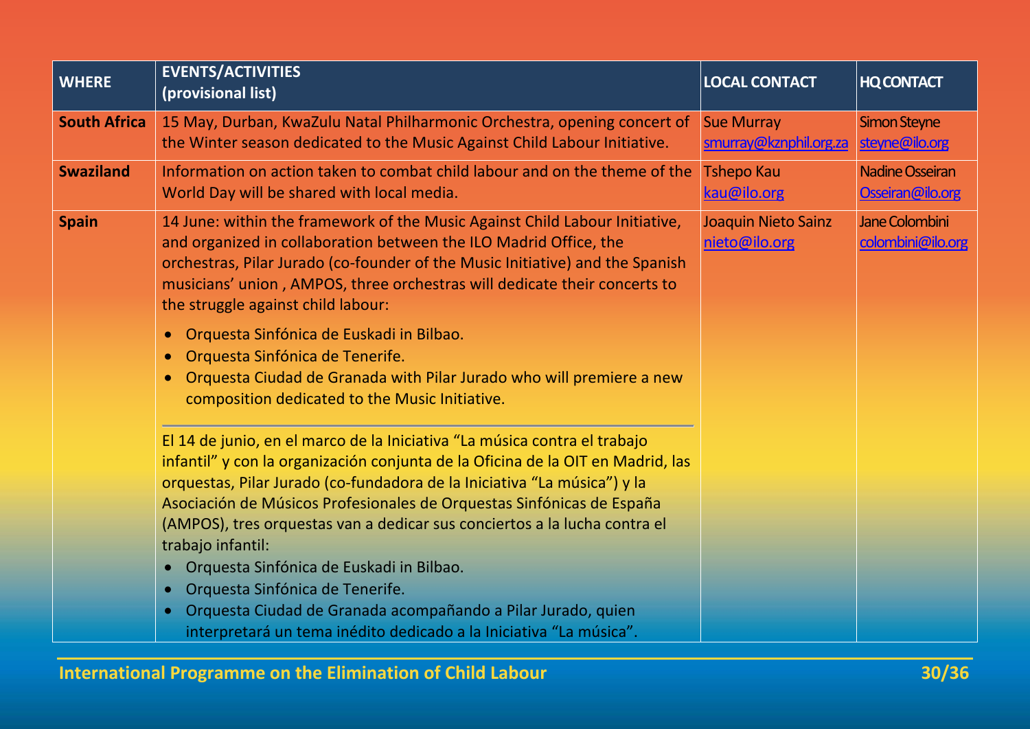| WHERE | EVENTS/ACTIVITIES (provisional list) | LOCAL CONTACT | HQ CONTACT |
|---|---|---|---|
| **South Africa** | 15 May, Durban, KwaZulu Natal Philharmonic Orchestra, opening concert of the Winter season dedicated to the Music Against Child Labour Initiative. | Sue Murray smurray@kznphil.org.za | Simon Steyne steyne@ilo.org |
| **Swaziland** | Information on action taken to combat child labour and on the theme of the World Day will be shared with local media. | Tshepo Kau kau@ilo.org | Nadine Osseiran Osseiran@ilo.org |
| **Spain** | 14 June: within the framework of the Music Against Child Labour Initiative, and organized in collaboration between the ILO Madrid Office, the orchestras, Pilar Jurado (co-founder of the Music Initiative) and the Spanish musicians' union , AMPOS, three orchestras will dedicate their concerts to the struggle against child labour:<br>• Orquesta Sinfónica de Euskadi in Bilbao.<br>• Orquesta Sinfónica de Tenerife.<br>• Orquesta Ciudad de Granada with Pilar Jurado who will premiere a new composition dedicated to the Music Initiative.<br><br>El 14 de junio, en el marco de la Iniciativa "La música contra el trabajo infantil" y con la organización conjunta de la Oficina de la OIT en Madrid, las orquestas, Pilar Jurado (co-fundadora de la Iniciativa "La música") y la Asociación de Músicos Profesionales de Orquestas Sinfónicas de España (AMPOS), tres orquestas van a dedicar sus conciertos a la lucha contra el trabajo infantil:<br>• Orquesta Sinfónica de Euskadi in Bilbao.<br>• Orquesta Sinfónica de Tenerife.<br>• Orquesta Ciudad de Granada acompañando a Pilar Jurado, quien interpretará un tema inédito dedicado a la Iniciativa "La música". | Joaquin Nieto Sainz nieto@ilo.org | Jane Colombini colombini@ilo.org |

International Programme on the Elimination of Child Labour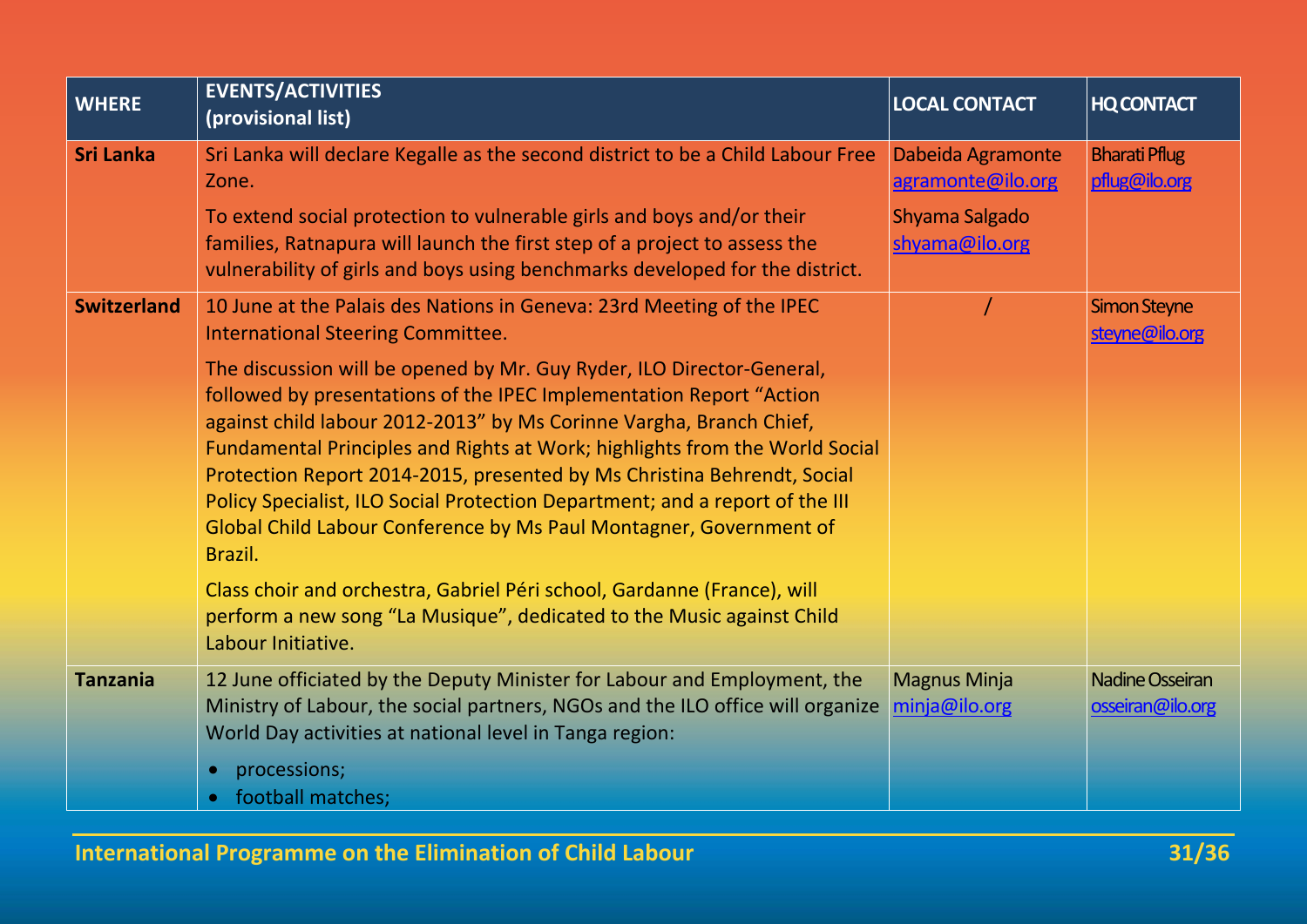| WHERE | EVENTS/ACTIVITIES (provisional list) | LOCAL CONTACT | HQ CONTACT |
|---|---|---|---|
| **Sri Lanka** | Sri Lanka will declare Kegalle as the second district to be a Child Labour Free Zone.<br><br>To extend social protection to vulnerable girls and boys and/or their families, Ratnapura will launch the first step of a project to assess the vulnerability of girls and boys using benchmarks developed for the district. | Dabeida Agramonte agramonte@ilo.org<br><br>Shyama Salgado shyama@ilo.org | Bharati Pflug pflug@ilo.org |
| **Switzerland** | 10 June at the Palais des Nations in Geneva: 23rd Meeting of the IPEC International Steering Committee.<br><br>The discussion will be opened by Mr. Guy Ryder, ILO Director-General, followed by presentations of the IPEC Implementation Report "Action against child labour 2012-2013" by Ms Corinne Vargha, Branch Chief, Fundamental Principles and Rights at Work; highlights from the World Social Protection Report 2014-2015, presented by Ms Christina Behrendt, Social Policy Specialist, ILO Social Protection Department; and a report of the III Global Child Labour Conference by Ms Paul Montagner, Government of Brazil.<br><br>Class choir and orchestra, Gabriel Péri school, Gardanne (France), will perform a new song "La Musique", dedicated to the Music against Child Labour Initiative. | / | Simon Steyne steyne@ilo.org |
| **Tanzania** | 12 June officiated by the Deputy Minister for Labour and Employment, the Ministry of Labour, the social partners, NGOs and the ILO office will organize World Day activities at national level in Tanga region:<br>• processions;<br>• football matches; | Magnus Minja minja@ilo.org | Nadine Osseiran osseiran@ilo.org |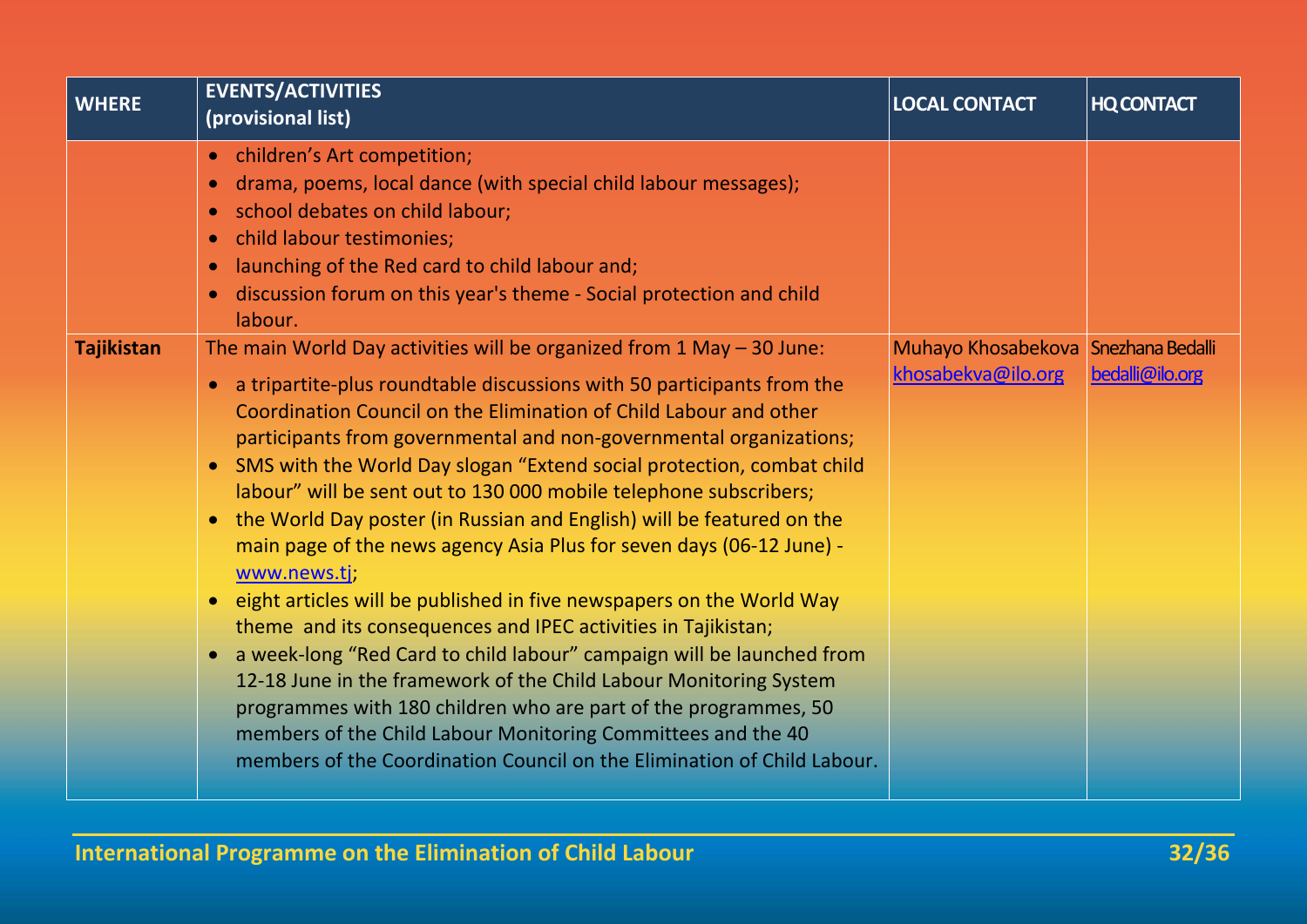| WHERE | EVENTS/ACTIVITIES (provisional list) | LOCAL CONTACT | HQ CONTACT |
|---|---|---|---|
| | • children's Art competition;<br>• drama, poems, local dance (with special child labour messages);<br>• school debates on child labour;<br>• child labour testimonies;<br>• launching of the Red card to child labour and;<br>• discussion forum on this year's theme - Social protection and child labour. | | |
| **Tajikistan** | The main World Day activities will be organized from 1 May – 30 June:<br>• a tripartite-plus roundtable discussions with 50 participants from the Coordination Council on the Elimination of Child Labour and other participants from governmental and non-governmental organizations;<br>• SMS with the World Day slogan "Extend social protection, combat child labour" will be sent out to 130 000 mobile telephone subscribers;<br>• the World Day poster (in Russian and English) will be featured on the main page of the news agency Asia Plus for seven days (06-12 June) - www.news.tj;<br>• eight articles will be published in five newspapers on the World Way theme and its consequences and IPEC activities in Tajikistan;<br>• a week-long "Red Card to child labour" campaign will be launched from 12-18 June in the framework of the Child Labour Monitoring System programmes with 180 children who are part of the programmes, 50 members of the Child Labour Monitoring Committees and the 40 members of the Coordination Council on the Elimination of Child Labour. | Muhayo Khosabekova khosabekva@ilo.org | Snezhana Bedalli bedalli@ilo.org |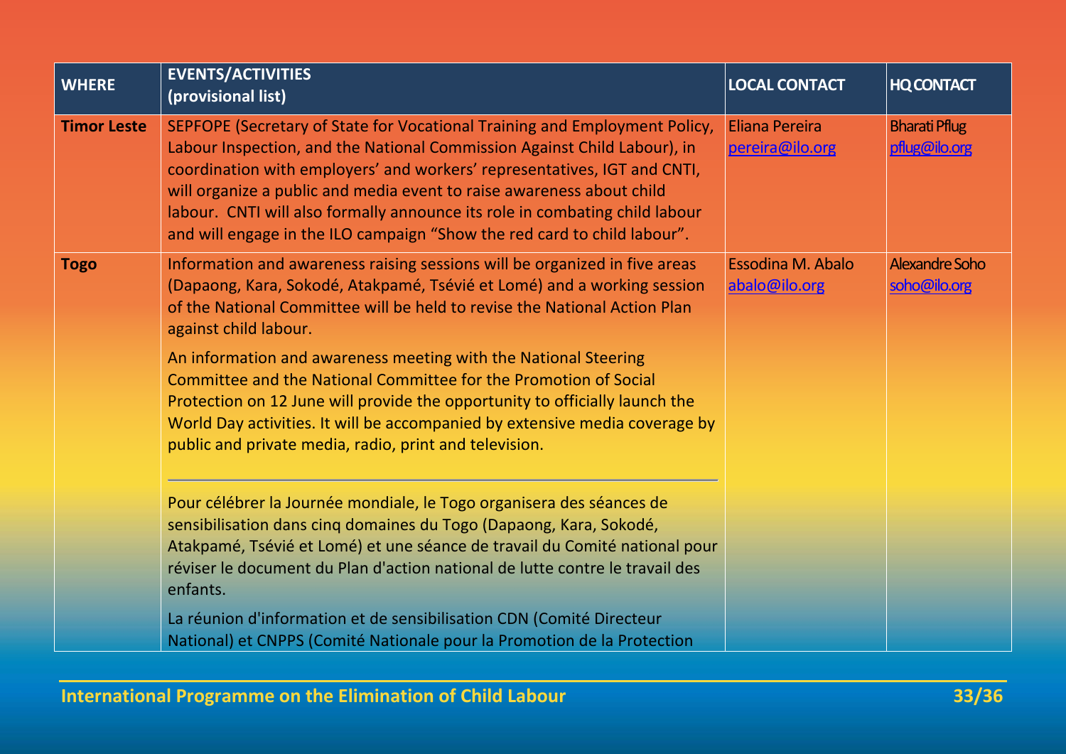| WHERE | EVENTS/ACTIVITIES (provisional list) | LOCAL CONTACT | HQ CONTACT |
|---|---|---|---|
| **Timor Leste** | SEPFOPE (Secretary of State for Vocational Training and Employment Policy, Labour Inspection, and the National Commission Against Child Labour), in coordination with employers' and workers' representatives, IGT and CNTI, will organize a public and media event to raise awareness about child labour. CNTI will also formally announce its role in combating child labour and will engage in the ILO campaign "Show the red card to child labour". | Eliana Pereira pereira@ilo.org | Bharati Pflug pflug@ilo.org |
| **Togo** | Information and awareness raising sessions will be organized in five areas (Dapaong, Kara, Sokodé, Atakpamé, Tsévié et Lomé) and a working session of the National Committee will be held to revise the National Action Plan against child labour.<br><br>An information and awareness meeting with the National Steering Committee and the National Committee for the Promotion of Social Protection on 12 June will provide the opportunity to officially launch the World Day activities. It will be accompanied by extensive media coverage by public and private media, radio, print and television.<br><br>---<br><br>Pour célébrer la Journée mondiale, le Togo organisera des séances de sensibilisation dans cinq domaines du Togo (Dapaong, Kara, Sokodé, Atakpamé, Tsévié et Lomé) et une séance de travail du Comité national pour réviser le document du Plan d'action national de lutte contre le travail des enfants.<br><br>La réunion d'information et de sensibilisation CDN (Comité Directeur National) et CNPPS (Comité Nationale pour la Promotion de la Protection | Essodina M. Abalo abalo@ilo.org | Alexandre Soho soho@ilo.org |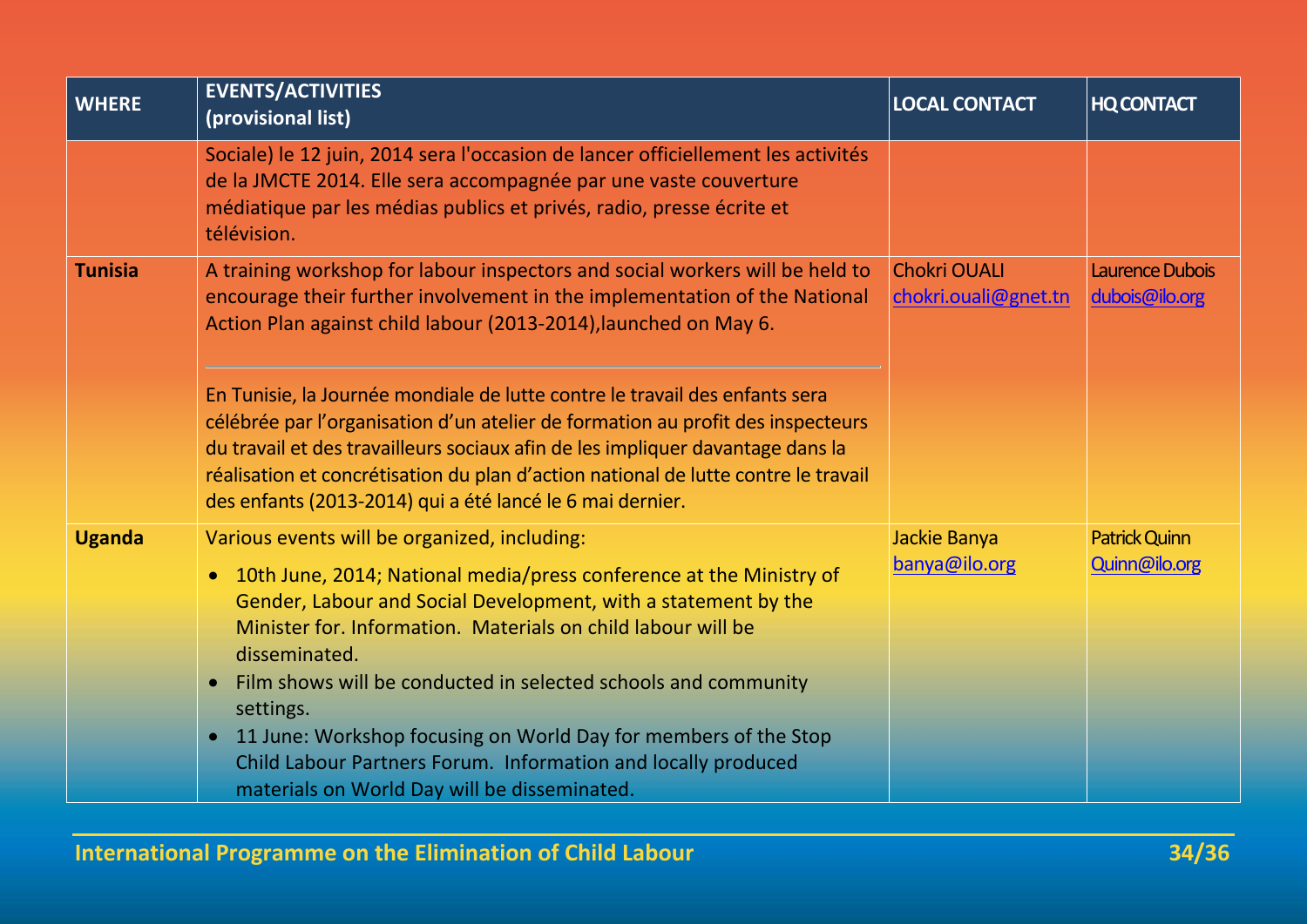| WHERE | EVENTS/ACTIVITIES (provisional list) | LOCAL CONTACT | HQ CONTACT |
|---|---|---|---|
| | Sociale) le 12 juin, 2014 sera l'occasion de lancer officiellement les activités de la JMCTE 2014. Elle sera accompagnée par une vaste couverture médiatique par les médias publics et privés, radio, presse écrite et télévision. | | |
| **Tunisia** | A training workshop for labour inspectors and social workers will be held to encourage their further involvement in the implementation of the National Action Plan against child labour (2013-2014),launched on May 6.<br><br>En Tunisie, la Journée mondiale de lutte contre le travail des enfants sera célébrée par l'organisation d'un atelier de formation au profit des inspecteurs du travail et des travailleurs sociaux afin de les impliquer davantage dans la réalisation et concrétisation du plan d'action national de lutte contre le travail des enfants (2013-2014) qui a été lancé le 6 mai dernier. | Chokri OUALI<br>chokri.ouali@gnet.tn | Laurence Dubois<br>dubois@ilo.org |
| **Uganda** | Various events will be organized, including:<br>• 10th June, 2014; National media/press conference at the Ministry of Gender, Labour and Social Development, with a statement by the Minister for. Information. Materials on child labour will be disseminated.<br>• Film shows will be conducted in selected schools and community settings.<br>• 11 June: Workshop focusing on World Day for members of the Stop Child Labour Partners Forum. Information and locally produced materials on World Day will be disseminated. | Jackie Banya<br>banya@ilo.org | Patrick Quinn<br>Quinn@ilo.org |

International Programme on the Elimination of Child Labour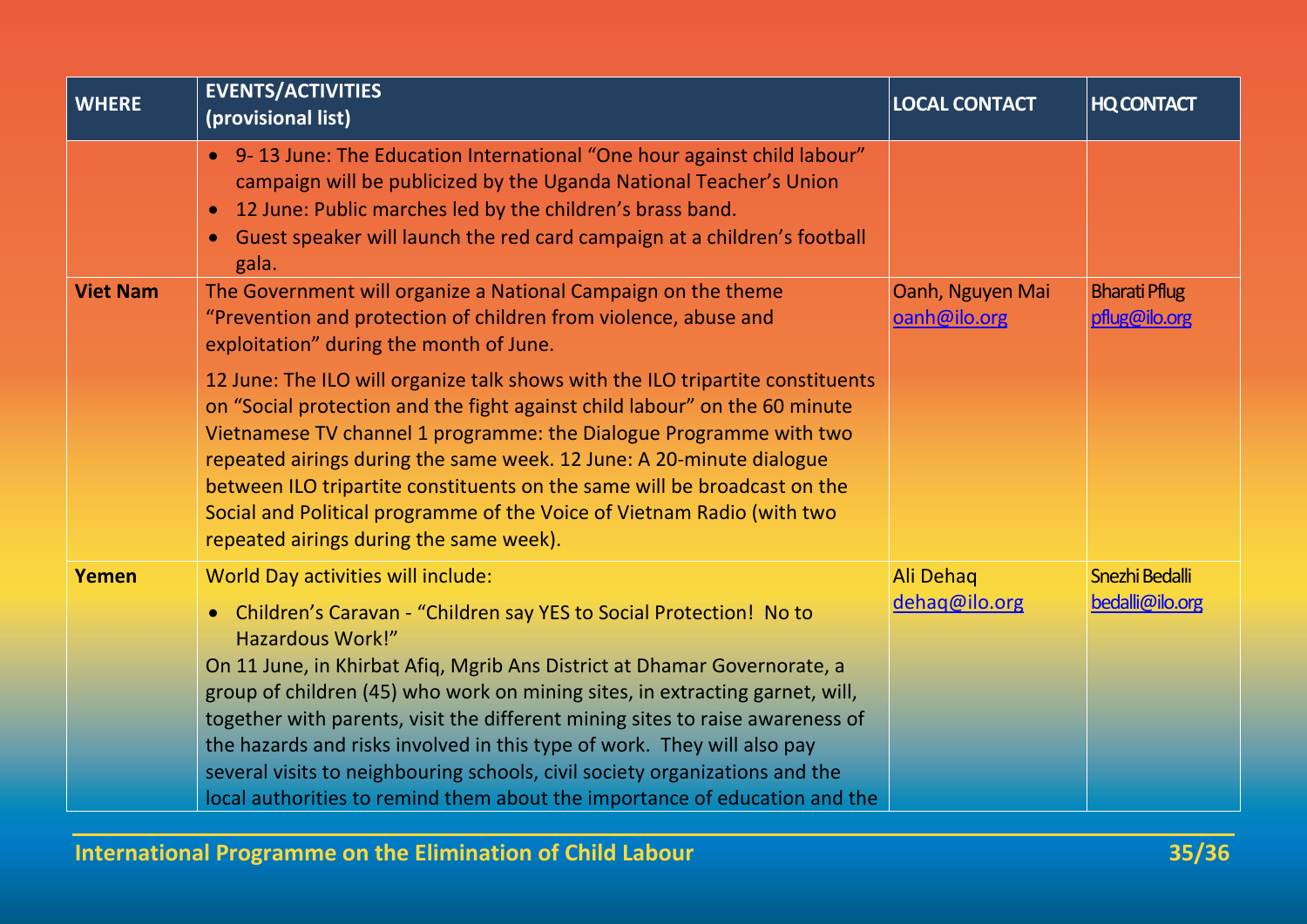| WHERE | EVENTS/ACTIVITIES (provisional list) | LOCAL CONTACT | HQ CONTACT |
|---|---|---|---|
| | • 9- 13 June: The Education International "One hour against child labour" campaign will be publicized by the Uganda National Teacher's Union<br>• 12 June: Public marches led by the children's brass band.<br>• Guest speaker will launch the red card campaign at a children's football gala. | | |
| **Viet Nam** | The Government will organize a National Campaign on the theme "Prevention and protection of children from violence, abuse and exploitation" during the month of June.<br><br>12 June: The ILO will organize talk shows with the ILO tripartite constituents on "Social protection and the fight against child labour" on the 60 minute Vietnamese TV channel 1 programme: the Dialogue Programme with two repeated airings during the same week. 12 June: A 20-minute dialogue between ILO tripartite constituents on the same will be broadcast on the Social and Political programme of the Voice of Vietnam Radio (with two repeated airings during the same week). | Oanh, Nguyen Mai oanh@ilo.org | Bharati Pflug pflug@ilo.org |
| **Yemen** | World Day activities will include:<br><br>• Children's Caravan - "Children say YES to Social Protection! No to Hazardous Work!"<br>On 11 June, in Khirbat Afiq, Mgrib Ans District at Dhamar Governorate, a group of children (45) who work on mining sites, in extracting garnet, will, together with parents, visit the different mining sites to raise awareness of the hazards and risks involved in this type of work. They will also pay several visits to neighbouring schools, civil society organizations and the local authorities to remind them about the importance of education and the | Ali Dehaq dehaq@ilo.org | Snezhi Bedalli bedalli@ilo.org |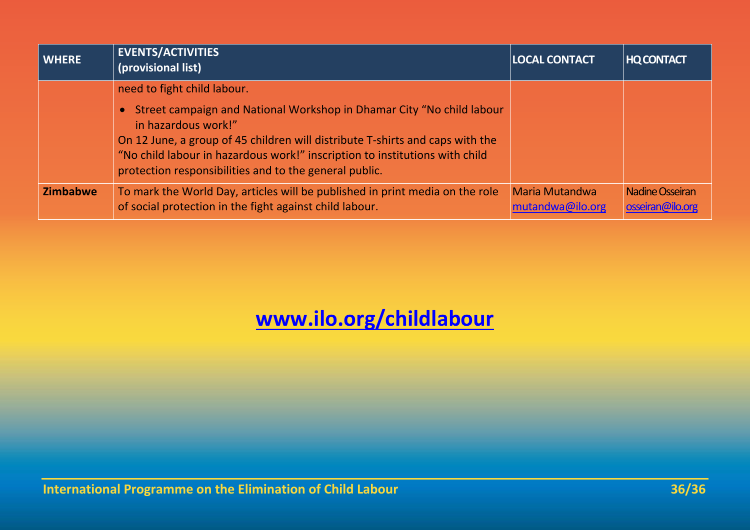| WHERE | EVENTS/ACTIVITIES (provisional list) | LOCAL CONTACT | HQ CONTACT |
|---|---|---|---|
| | need to fight child labour.<br><br>• Street campaign and National Workshop in Dhamar City "No child labour in hazardous work!"<br>On 12 June, a group of 45 children will distribute T-shirts and caps with the "No child labour in hazardous work!" inscription to institutions with child protection responsibilities and to the general public. | | |
| **Zimbabwe** | To mark the World Day, articles will be published in print media on the role of social protection in the fight against child labour. | Maria Mutandwa<br>mutandwa@ilo.org | Nadine Osseiran<br>osseiran@ilo.org |

## www.ilo.org/childlabour

**International Programme on the Elimination of Child Labour**